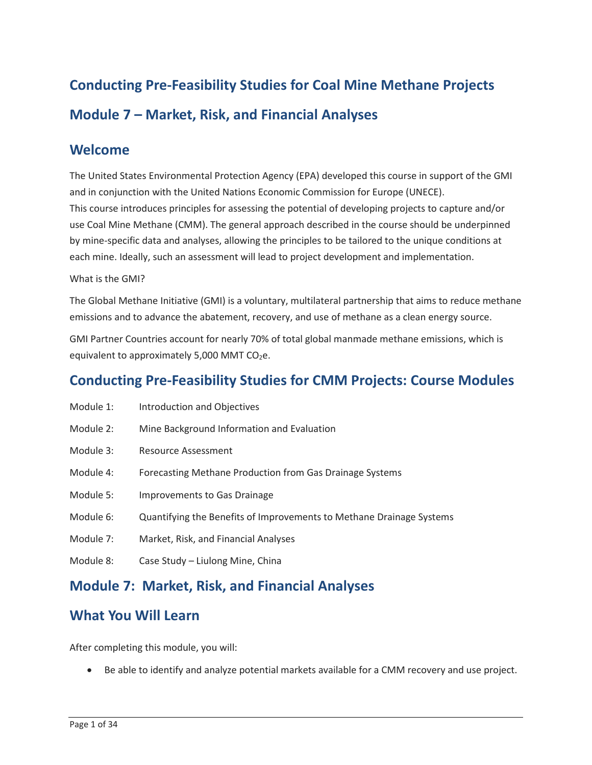# Conducting Pre-Feasibility Studies for Coal Mine Methane Projects

# Module 7 – Market, Risk, and Financial Analyses

## Welcome

The United States Environmental Protection Agency (EPA) developed this course in support of the GMI and in conjunction with the United Nations Economic Commission for Europe (UNECE).
This course introduces principles for assessing the potential of developing projects to capture and/or use Coal Mine Methane (CMM). The general approach described in the course should be underpinned by mine-specific data and analyses, allowing the principles to be tailored to the unique conditions at each mine. Ideally, such an assessment will lead to project development and implementation.

What is the GMI?

The Global Methane Initiative (GMI) is a voluntary, multilateral partnership that aims to reduce methane emissions and to advance the abatement, recovery, and use of methane as a clean energy source.

GMI Partner Countries account for nearly 70% of total global manmade methane emissions, which is equivalent to approximately 5,000 MMT $CO_2$e.

## Conducting Pre-Feasibility Studies for CMM Projects: Course Modules

| | |
|---|---|
| Module 1: | Introduction and Objectives |
| Module 2: | Mine Background Information and Evaluation |
| Module 3: | Resource Assessment |
| Module 4: | Forecasting Methane Production from Gas Drainage Systems |
| Module 5: | Improvements to Gas Drainage |
| Module 6: | Quantifying the Benefits of Improvements to Methane Drainage Systems |
| Module 7: | Market, Risk, and Financial Analyses |
| Module 8: | Case Study – Liulong Mine, China |

## Module 7: Market, Risk, and Financial Analyses

## What You Will Learn

After completing this module, you will:

- Be able to identify and analyze potential markets available for a CMM recovery and use project.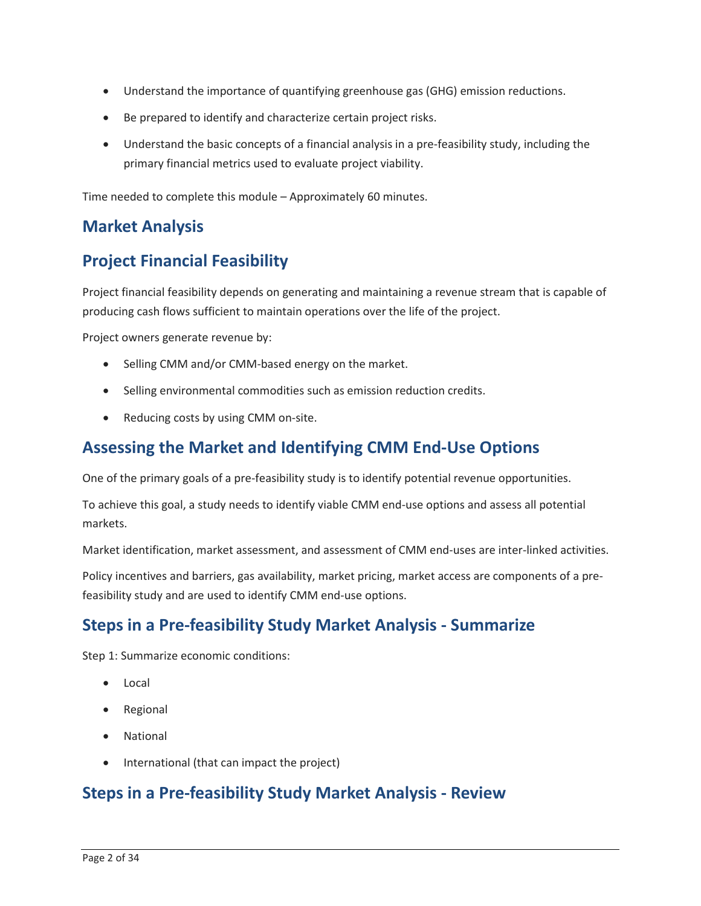- Understand the importance of quantifying greenhouse gas (GHG) emission reductions.
- Be prepared to identify and characterize certain project risks.
- Understand the basic concepts of a financial analysis in a pre-feasibility study, including the primary financial metrics used to evaluate project viability.

Time needed to complete this module – Approximately 60 minutes.

## Market Analysis

## Project Financial Feasibility

Project financial feasibility depends on generating and maintaining a revenue stream that is capable of producing cash flows sufficient to maintain operations over the life of the project.

Project owners generate revenue by:

- Selling CMM and/or CMM-based energy on the market.
- Selling environmental commodities such as emission reduction credits.
- Reducing costs by using CMM on-site.

## Assessing the Market and Identifying CMM End-Use Options

One of the primary goals of a pre-feasibility study is to identify potential revenue opportunities.

To achieve this goal, a study needs to identify viable CMM end-use options and assess all potential markets.

Market identification, market assessment, and assessment of CMM end-uses are inter-linked activities.

Policy incentives and barriers, gas availability, market pricing, market access are components of a pre-feasibility study and are used to identify CMM end-use options.

## Steps in a Pre-feasibility Study Market Analysis - Summarize

Step 1: Summarize economic conditions:

- Local
- Regional
- National
- International (that can impact the project)

## Steps in a Pre-feasibility Study Market Analysis - Review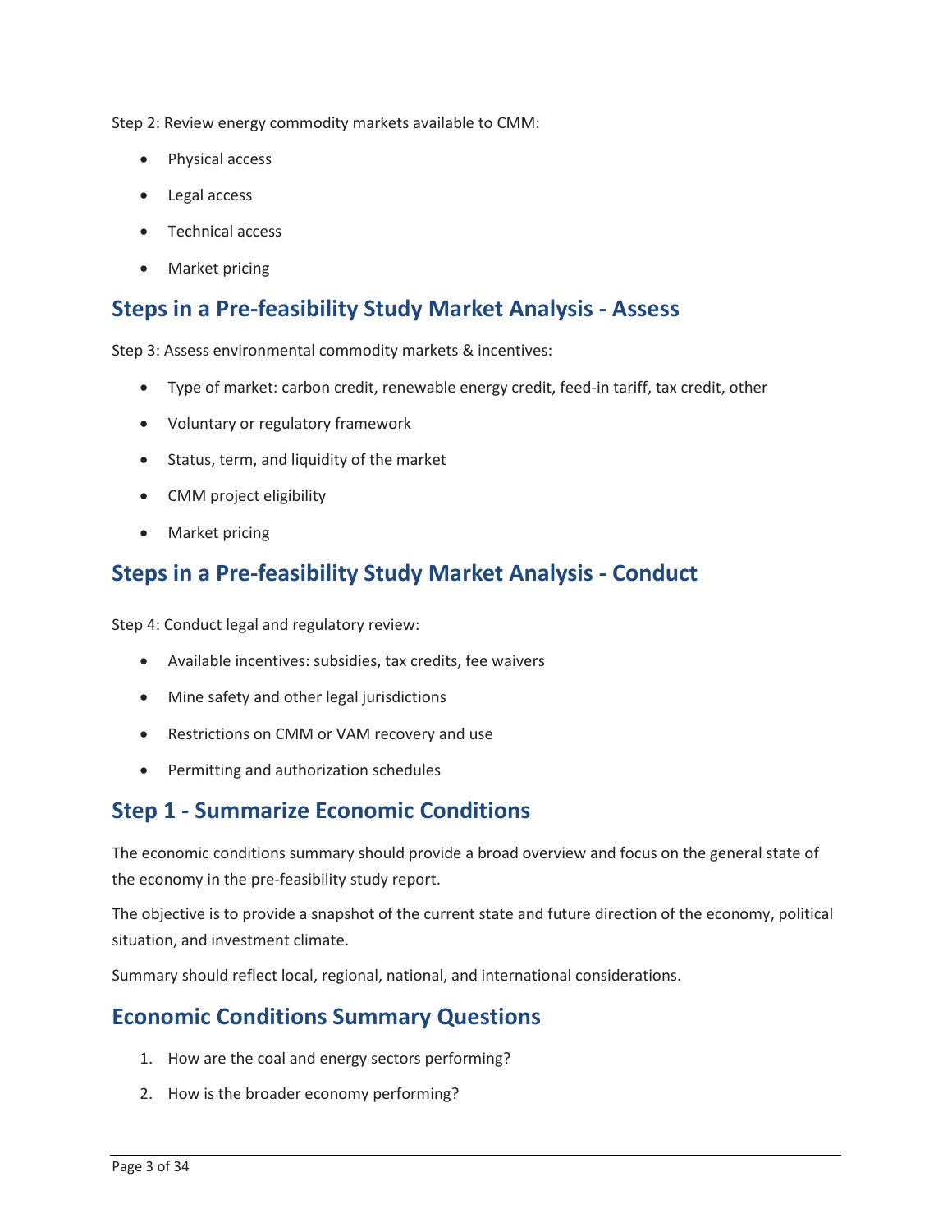Step 2: Review energy commodity markets available to CMM:

- Physical access
- Legal access
- Technical access
- Market pricing

## Steps in a Pre-feasibility Study Market Analysis - Assess

Step 3: Assess environmental commodity markets & incentives:

- Type of market: carbon credit, renewable energy credit, feed-in tariff, tax credit, other
- Voluntary or regulatory framework
- Status, term, and liquidity of the market
- CMM project eligibility
- Market pricing

## Steps in a Pre-feasibility Study Market Analysis - Conduct

Step 4: Conduct legal and regulatory review:

- Available incentives: subsidies, tax credits, fee waivers
- Mine safety and other legal jurisdictions
- Restrictions on CMM or VAM recovery and use
- Permitting and authorization schedules

## Step 1 - Summarize Economic Conditions

The economic conditions summary should provide a broad overview and focus on the general state of the economy in the pre-feasibility study report.

The objective is to provide a snapshot of the current state and future direction of the economy, political situation, and investment climate.

Summary should reflect local, regional, national, and international considerations.

## Economic Conditions Summary Questions

1. How are the coal and energy sectors performing?
2. How is the broader economy performing?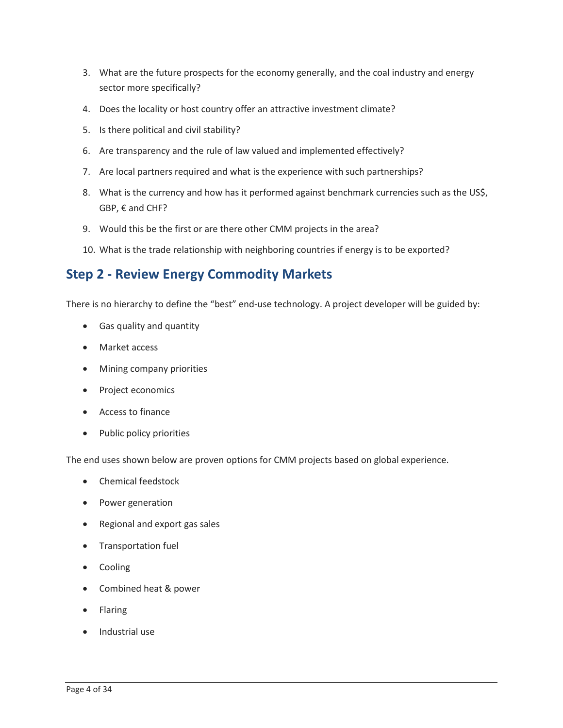3. What are the future prospects for the economy generally, and the coal industry and energy sector more specifically?
4. Does the locality or host country offer an attractive investment climate?
5. Is there political and civil stability?
6. Are transparency and the rule of law valued and implemented effectively?
7. Are local partners required and what is the experience with such partnerships?
8. What is the currency and how has it performed against benchmark currencies such as the US$, GBP, € and CHF?
9. Would this be the first or are there other CMM projects in the area?
10. What is the trade relationship with neighboring countries if energy is to be exported?

## Step 2 - Review Energy Commodity Markets

There is no hierarchy to define the "best" end-use technology. A project developer will be guided by:

- Gas quality and quantity
- Market access
- Mining company priorities
- Project economics
- Access to finance
- Public policy priorities

The end uses shown below are proven options for CMM projects based on global experience.

- Chemical feedstock
- Power generation
- Regional and export gas sales
- Transportation fuel
- Cooling
- Combined heat & power
- Flaring
- Industrial use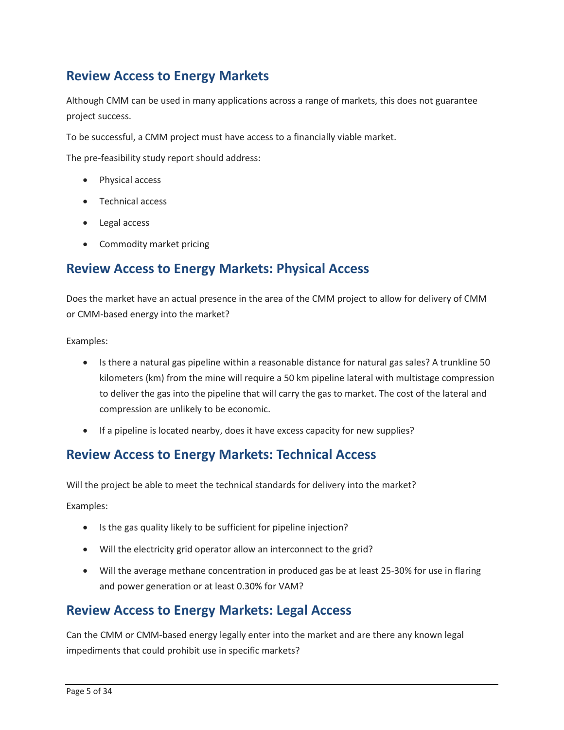## Review Access to Energy Markets

Although CMM can be used in many applications across a range of markets, this does not guarantee project success.

To be successful, a CMM project must have access to a financially viable market.

The pre-feasibility study report should address:

- Physical access
- Technical access
- Legal access
- Commodity market pricing

## Review Access to Energy Markets: Physical Access

Does the market have an actual presence in the area of the CMM project to allow for delivery of CMM or CMM-based energy into the market?

Examples:

- Is there a natural gas pipeline within a reasonable distance for natural gas sales? A trunkline 50 kilometers (km) from the mine will require a 50 km pipeline lateral with multistage compression to deliver the gas into the pipeline that will carry the gas to market. The cost of the lateral and compression are unlikely to be economic.
- If a pipeline is located nearby, does it have excess capacity for new supplies?

## Review Access to Energy Markets: Technical Access

Will the project be able to meet the technical standards for delivery into the market?

Examples:

- Is the gas quality likely to be sufficient for pipeline injection?
- Will the electricity grid operator allow an interconnect to the grid?
- Will the average methane concentration in produced gas be at least 25-30% for use in flaring and power generation or at least 0.30% for VAM?

## Review Access to Energy Markets: Legal Access

Can the CMM or CMM-based energy legally enter into the market and are there any known legal impediments that could prohibit use in specific markets?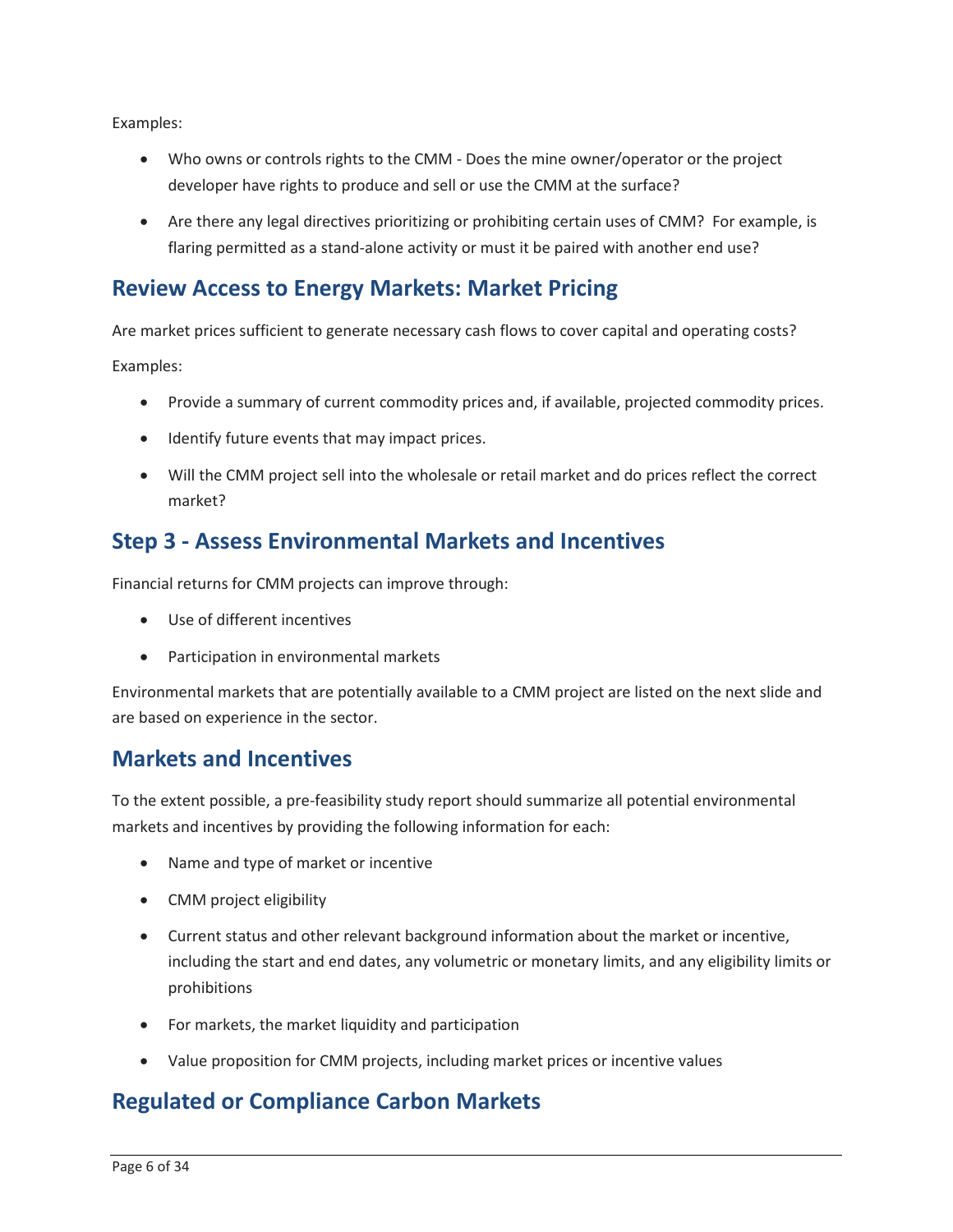Examples:

- Who owns or controls rights to the CMM - Does the mine owner/operator or the project developer have rights to produce and sell or use the CMM at the surface?
- Are there any legal directives prioritizing or prohibiting certain uses of CMM? For example, is flaring permitted as a stand-alone activity or must it be paired with another end use?

## Review Access to Energy Markets: Market Pricing

Are market prices sufficient to generate necessary cash flows to cover capital and operating costs?

Examples:

- Provide a summary of current commodity prices and, if available, projected commodity prices.
- Identify future events that may impact prices.
- Will the CMM project sell into the wholesale or retail market and do prices reflect the correct market?

## Step 3 - Assess Environmental Markets and Incentives

Financial returns for CMM projects can improve through:

- Use of different incentives
- Participation in environmental markets

Environmental markets that are potentially available to a CMM project are listed on the next slide and are based on experience in the sector.

## Markets and Incentives

To the extent possible, a pre-feasibility study report should summarize all potential environmental markets and incentives by providing the following information for each:

- Name and type of market or incentive
- CMM project eligibility
- Current status and other relevant background information about the market or incentive, including the start and end dates, any volumetric or monetary limits, and any eligibility limits or prohibitions
- For markets, the market liquidity and participation
- Value proposition for CMM projects, including market prices or incentive values

## Regulated or Compliance Carbon Markets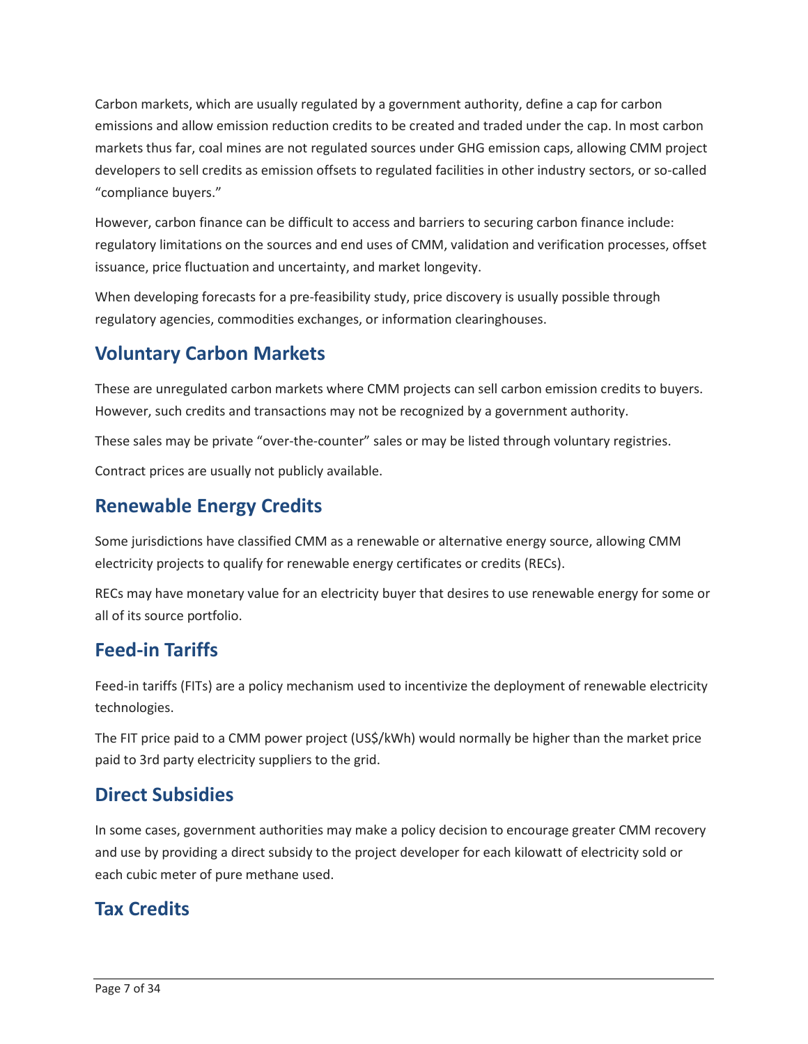Carbon markets, which are usually regulated by a government authority, define a cap for carbon emissions and allow emission reduction credits to be created and traded under the cap. In most carbon markets thus far, coal mines are not regulated sources under GHG emission caps, allowing CMM project developers to sell credits as emission offsets to regulated facilities in other industry sectors, or so-called "compliance buyers."

However, carbon finance can be difficult to access and barriers to securing carbon finance include: regulatory limitations on the sources and end uses of CMM, validation and verification processes, offset issuance, price fluctuation and uncertainty, and market longevity.

When developing forecasts for a pre-feasibility study, price discovery is usually possible through regulatory agencies, commodities exchanges, or information clearinghouses.

## Voluntary Carbon Markets

These are unregulated carbon markets where CMM projects can sell carbon emission credits to buyers. However, such credits and transactions may not be recognized by a government authority.

These sales may be private "over-the-counter" sales or may be listed through voluntary registries.

Contract prices are usually not publicly available.

## Renewable Energy Credits

Some jurisdictions have classified CMM as a renewable or alternative energy source, allowing CMM electricity projects to qualify for renewable energy certificates or credits (RECs).

RECs may have monetary value for an electricity buyer that desires to use renewable energy for some or all of its source portfolio.

## Feed-in Tariffs

Feed-in tariffs (FITs) are a policy mechanism used to incentivize the deployment of renewable electricity technologies.

The FIT price paid to a CMM power project (US$/kWh) would normally be higher than the market price paid to 3rd party electricity suppliers to the grid.

## Direct Subsidies

In some cases, government authorities may make a policy decision to encourage greater CMM recovery and use by providing a direct subsidy to the project developer for each kilowatt of electricity sold or each cubic meter of pure methane used.

## Tax Credits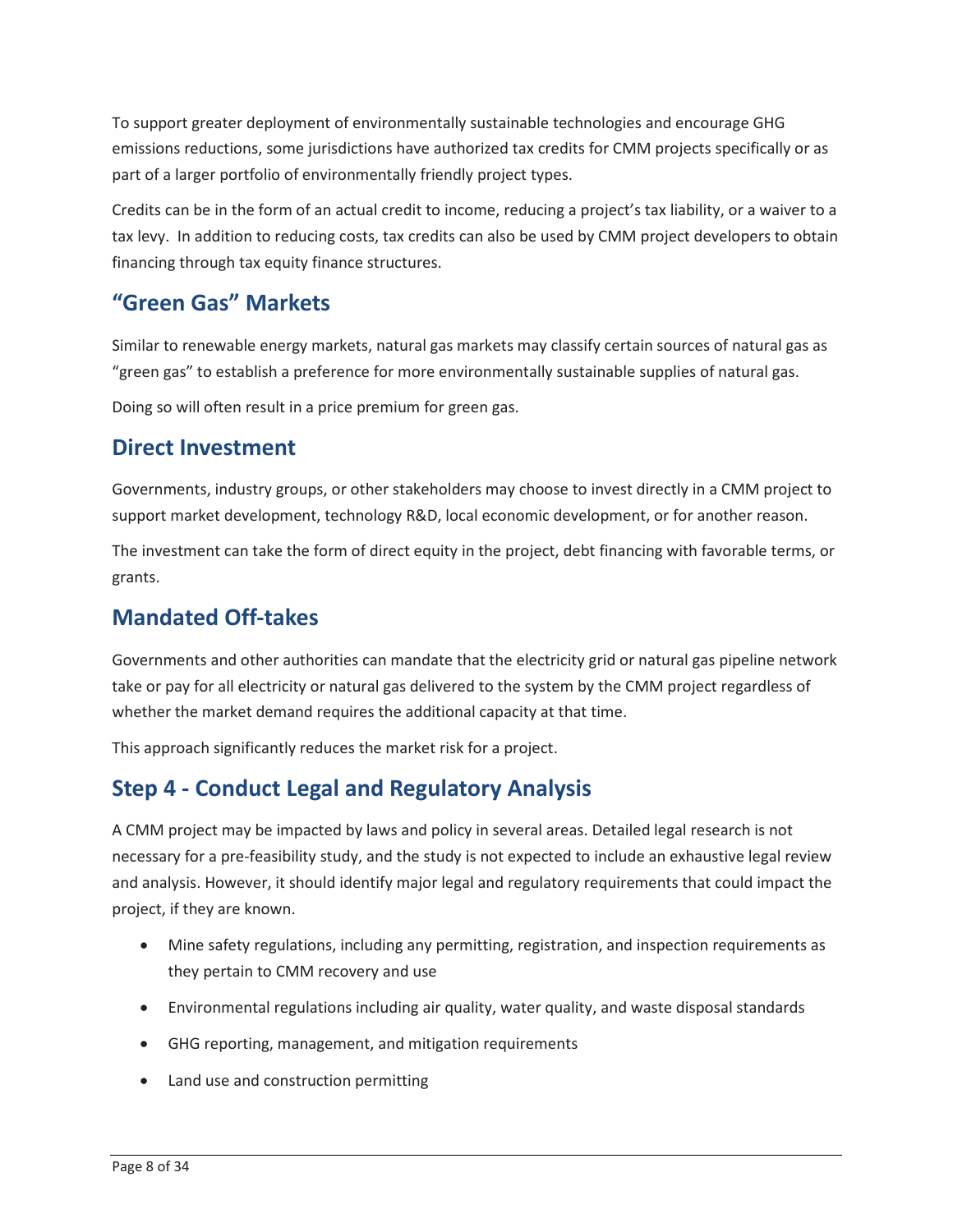To support greater deployment of environmentally sustainable technologies and encourage GHG emissions reductions, some jurisdictions have authorized tax credits for CMM projects specifically or as part of a larger portfolio of environmentally friendly project types.

Credits can be in the form of an actual credit to income, reducing a project's tax liability, or a waiver to a tax levy. In addition to reducing costs, tax credits can also be used by CMM project developers to obtain financing through tax equity finance structures.

## "Green Gas" Markets

Similar to renewable energy markets, natural gas markets may classify certain sources of natural gas as "green gas" to establish a preference for more environmentally sustainable supplies of natural gas.

Doing so will often result in a price premium for green gas.

## Direct Investment

Governments, industry groups, or other stakeholders may choose to invest directly in a CMM project to support market development, technology R&D, local economic development, or for another reason.

The investment can take the form of direct equity in the project, debt financing with favorable terms, or grants.

## Mandated Off-takes

Governments and other authorities can mandate that the electricity grid or natural gas pipeline network take or pay for all electricity or natural gas delivered to the system by the CMM project regardless of whether the market demand requires the additional capacity at that time.

This approach significantly reduces the market risk for a project.

## Step 4 - Conduct Legal and Regulatory Analysis

A CMM project may be impacted by laws and policy in several areas. Detailed legal research is not necessary for a pre-feasibility study, and the study is not expected to include an exhaustive legal review and analysis. However, it should identify major legal and regulatory requirements that could impact the project, if they are known.

- Mine safety regulations, including any permitting, registration, and inspection requirements as they pertain to CMM recovery and use
- Environmental regulations including air quality, water quality, and waste disposal standards
- GHG reporting, management, and mitigation requirements
- Land use and construction permitting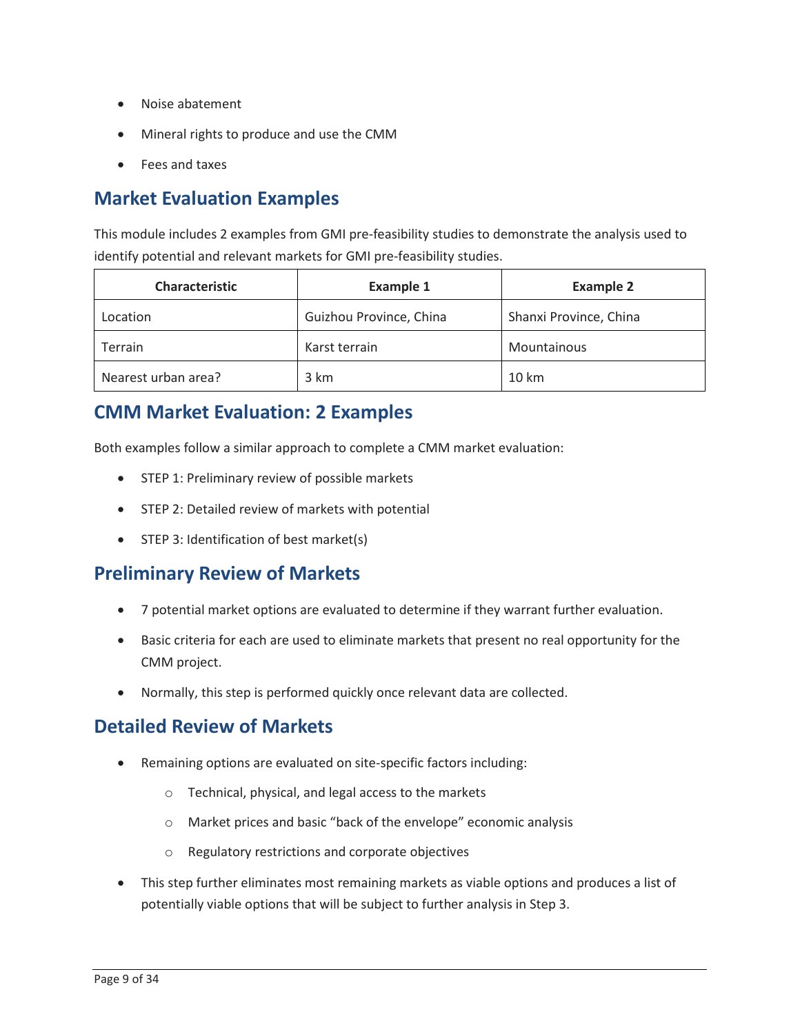- Noise abatement
- Mineral rights to produce and use the CMM
- Fees and taxes

## Market Evaluation Examples

This module includes 2 examples from GMI pre-feasibility studies to demonstrate the analysis used to identify potential and relevant markets for GMI pre-feasibility studies.

| Characteristic | Example 1 | Example 2 |
| --- | --- | --- |
| Location | Guizhou Province, China | Shanxi Province, China |
| Terrain | Karst terrain | Mountainous |
| Nearest urban area? | 3 km | 10 km |

## CMM Market Evaluation: 2 Examples

Both examples follow a similar approach to complete a CMM market evaluation:

- STEP 1: Preliminary review of possible markets
- STEP 2: Detailed review of markets with potential
- STEP 3: Identification of best market(s)

## Preliminary Review of Markets

- 7 potential market options are evaluated to determine if they warrant further evaluation.
- Basic criteria for each are used to eliminate markets that present no real opportunity for the CMM project.
- Normally, this step is performed quickly once relevant data are collected.

## Detailed Review of Markets

- Remaining options are evaluated on site-specific factors including:
  - Technical, physical, and legal access to the markets
  - Market prices and basic "back of the envelope" economic analysis
  - Regulatory restrictions and corporate objectives
- This step further eliminates most remaining markets as viable options and produces a list of potentially viable options that will be subject to further analysis in Step 3.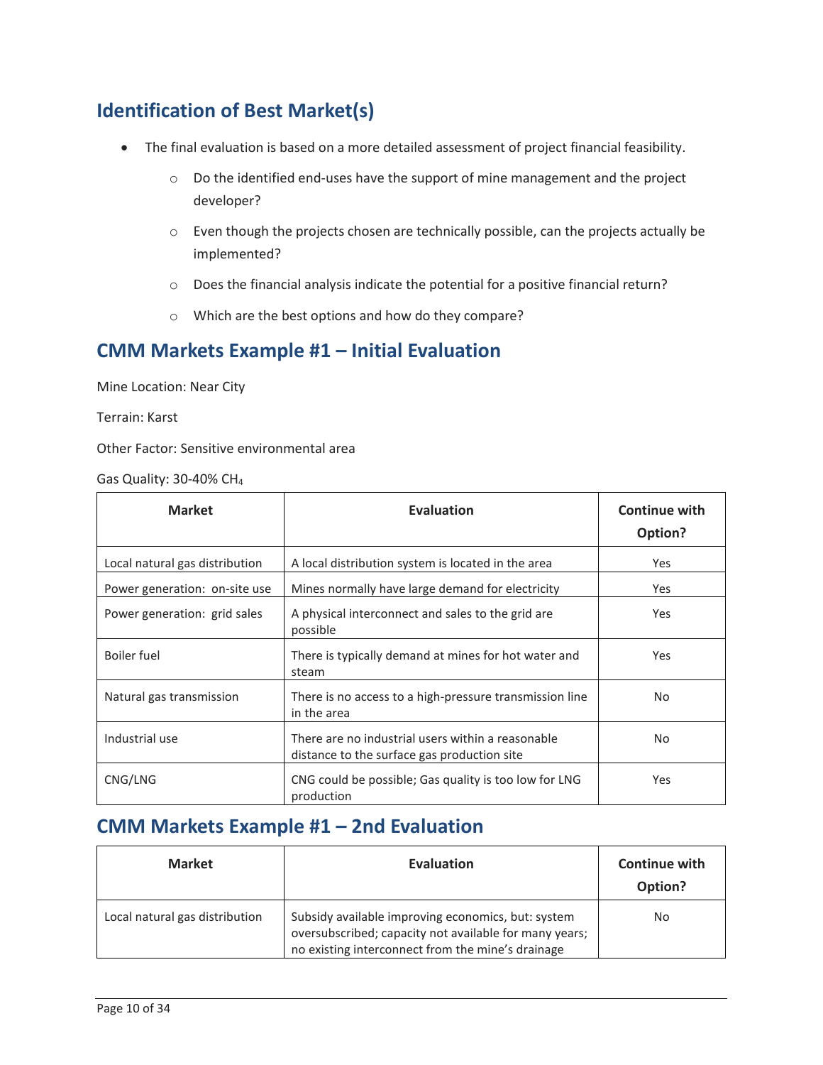## Identification of Best Market(s)

- The final evaluation is based on a more detailed assessment of project financial feasibility.
  - Do the identified end-uses have the support of mine management and the project developer?
  - Even though the projects chosen are technically possible, can the projects actually be implemented?
  - Does the financial analysis indicate the potential for a positive financial return?
  - Which are the best options and how do they compare?

## CMM Markets Example #1 – Initial Evaluation

Mine Location: Near City

Terrain: Karst

Other Factor: Sensitive environmental area

Gas Quality: 30-40% $CH_4$

| Market | Evaluation | Continue with Option? |
|---|---|---|
| Local natural gas distribution | A local distribution system is located in the area | Yes |
| Power generation: on-site use | Mines normally have large demand for electricity | Yes |
| Power generation: grid sales | A physical interconnect and sales to the grid are possible | Yes |
| Boiler fuel | There is typically demand at mines for hot water and steam | Yes |
| Natural gas transmission | There is no access to a high-pressure transmission line in the area | No |
| Industrial use | There are no industrial users within a reasonable distance to the surface gas production site | No |
| CNG/LNG | CNG could be possible; Gas quality is too low for LNG production | Yes |

## CMM Markets Example #1 – 2nd Evaluation

| Market | Evaluation | Continue with Option? |
|---|---|---|
| Local natural gas distribution | Subsidy available improving economics, but: system oversubscribed; capacity not available for many years; no existing interconnect from the mine's drainage | No |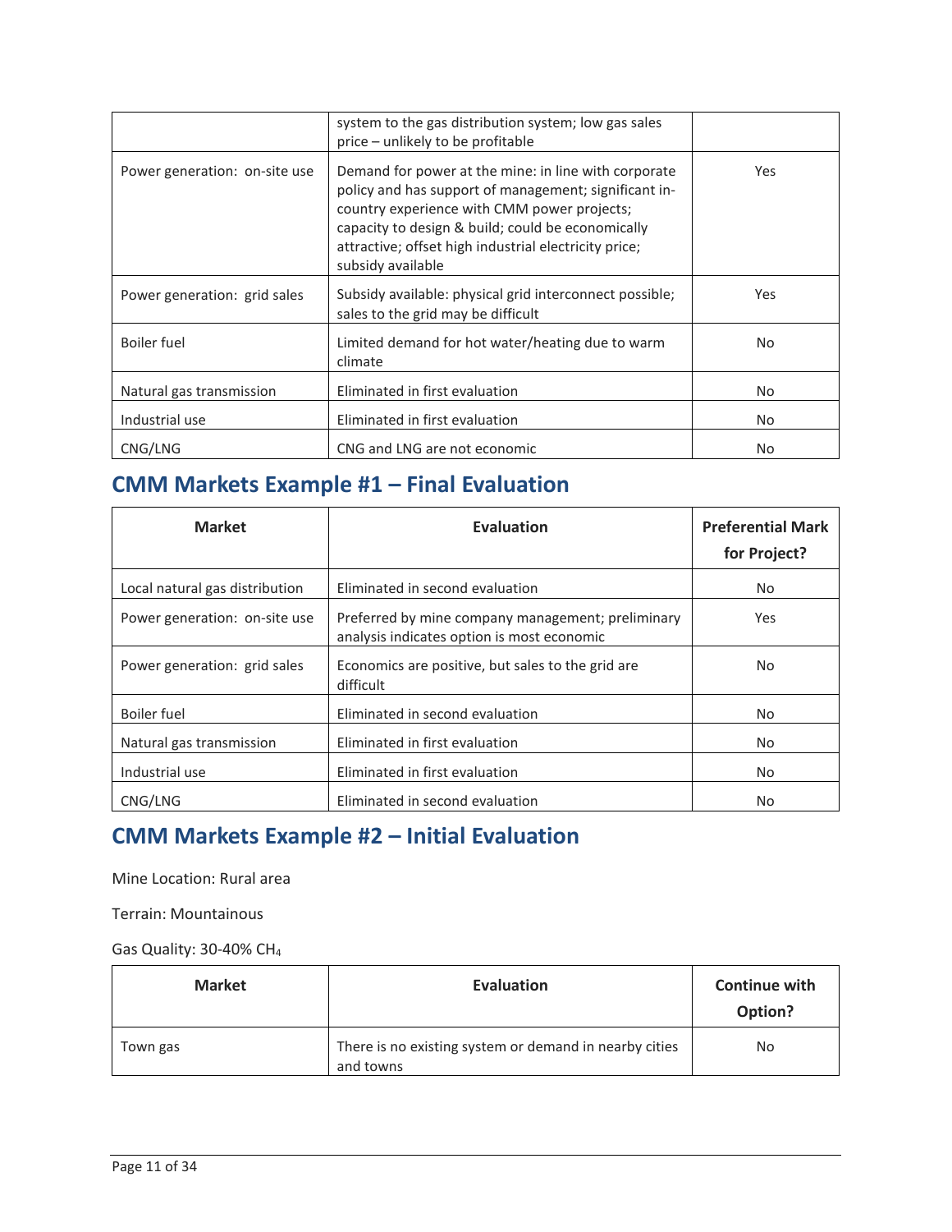|  | system to the gas distribution system; low gas sales price – unlikely to be profitable |  |
|---|---|---|
| Power generation: on-site use | Demand for power at the mine: in line with corporate policy and has support of management; significant in-country experience with CMM power projects; capacity to design & build; could be economically attractive; offset high industrial electricity price; subsidy available | Yes |
| Power generation: grid sales | Subsidy available: physical grid interconnect possible; sales to the grid may be difficult | Yes |
| Boiler fuel | Limited demand for hot water/heating due to warm climate | No |
| Natural gas transmission | Eliminated in first evaluation | No |
| Industrial use | Eliminated in first evaluation | No |
| CNG/LNG | CNG and LNG are not economic | No |

## CMM Markets Example #1 – Final Evaluation

| Market | Evaluation | Preferential Mark for Project? |
|---|---|---|
| Local natural gas distribution | Eliminated in second evaluation | No |
| Power generation: on-site use | Preferred by mine company management; preliminary analysis indicates option is most economic | Yes |
| Power generation: grid sales | Economics are positive, but sales to the grid are difficult | No |
| Boiler fuel | Eliminated in second evaluation | No |
| Natural gas transmission | Eliminated in first evaluation | No |
| Industrial use | Eliminated in first evaluation | No |
| CNG/LNG | Eliminated in second evaluation | No |

## CMM Markets Example #2 – Initial Evaluation

Mine Location: Rural area

Terrain: Mountainous

Gas Quality: 30-40% $CH_4$

| Market | Evaluation | Continue with Option? |
|---|---|---|
| Town gas | There is no existing system or demand in nearby cities and towns | No |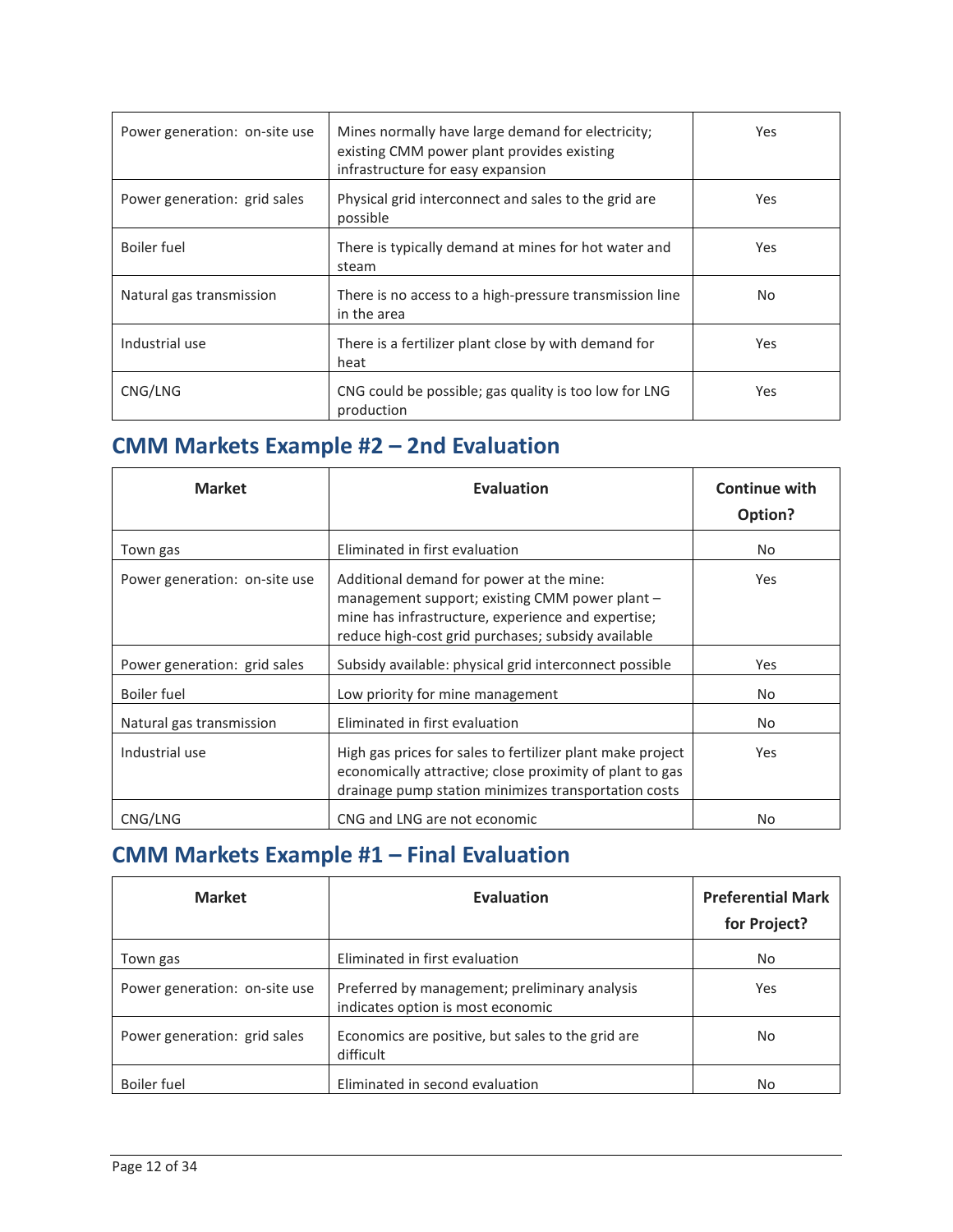| | | |
|---|---|---|
| Power generation: on-site use | Mines normally have large demand for electricity; existing CMM power plant provides existing infrastructure for easy expansion | Yes |
| Power generation: grid sales | Physical grid interconnect and sales to the grid are possible | Yes |
| Boiler fuel | There is typically demand at mines for hot water and steam | Yes |
| Natural gas transmission | There is no access to a high-pressure transmission line in the area | No |
| Industrial use | There is a fertilizer plant close by with demand for heat | Yes |
| CNG/LNG | CNG could be possible; gas quality is too low for LNG production | Yes |

## CMM Markets Example #2 – 2nd Evaluation

| Market | Evaluation | Continue with Option? |
|---|---|---|
| Town gas | Eliminated in first evaluation | No |
| Power generation: on-site use | Additional demand for power at the mine: management support; existing CMM power plant – mine has infrastructure, experience and expertise; reduce high-cost grid purchases; subsidy available | Yes |
| Power generation: grid sales | Subsidy available: physical grid interconnect possible | Yes |
| Boiler fuel | Low priority for mine management | No |
| Natural gas transmission | Eliminated in first evaluation | No |
| Industrial use | High gas prices for sales to fertilizer plant make project economically attractive; close proximity of plant to gas drainage pump station minimizes transportation costs | Yes |
| CNG/LNG | CNG and LNG are not economic | No |

## CMM Markets Example #1 – Final Evaluation

| Market | Evaluation | Preferential Mark for Project? |
|---|---|---|
| Town gas | Eliminated in first evaluation | No |
| Power generation: on-site use | Preferred by management; preliminary analysis indicates option is most economic | Yes |
| Power generation: grid sales | Economics are positive, but sales to the grid are difficult | No |
| Boiler fuel | Eliminated in second evaluation | No |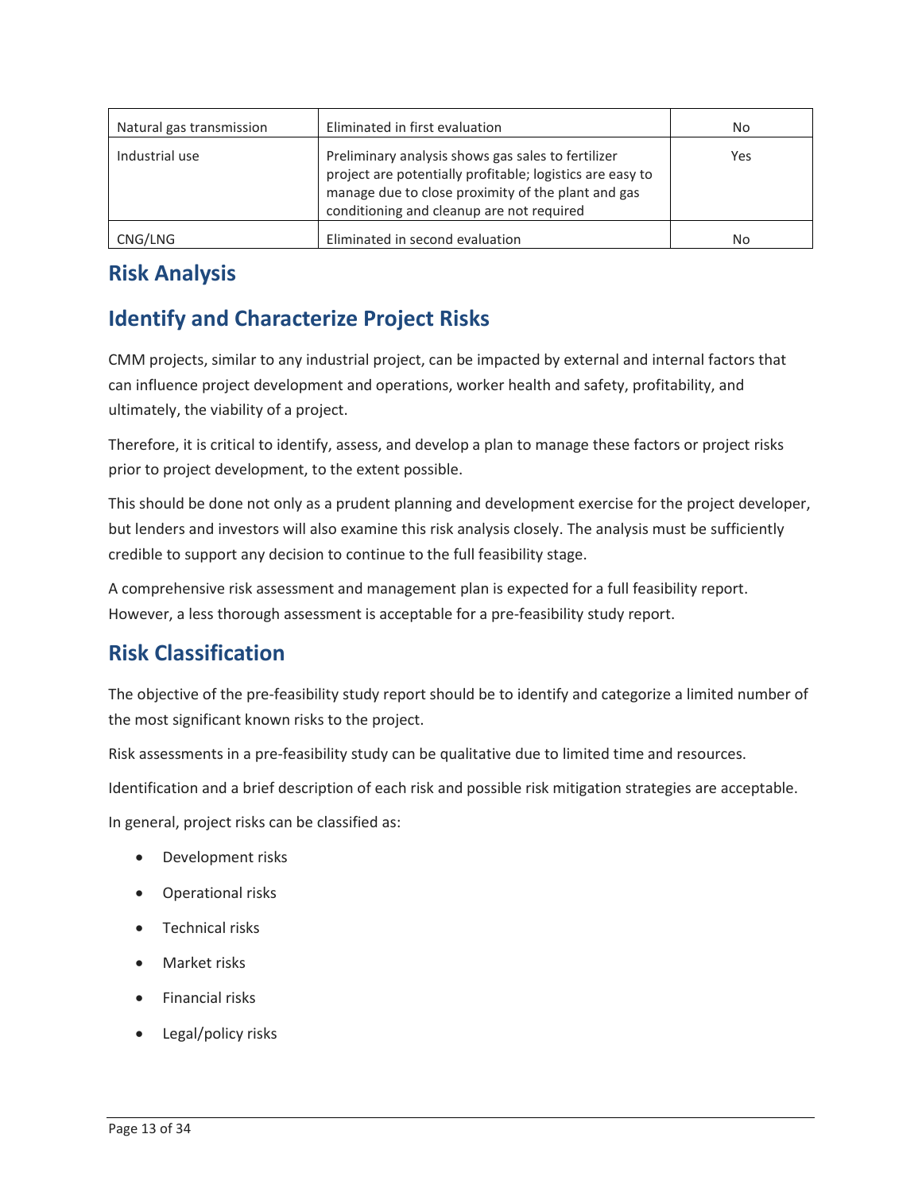| Natural gas transmission | Eliminated in first evaluation | No |
|---|---|---|
| Industrial use | Preliminary analysis shows gas sales to fertilizer project are potentially profitable; logistics are easy to manage due to close proximity of the plant and gas conditioning and cleanup are not required | Yes |
| CNG/LNG | Eliminated in second evaluation | No |

## Risk Analysis

## Identify and Characterize Project Risks

CMM projects, similar to any industrial project, can be impacted by external and internal factors that can influence project development and operations, worker health and safety, profitability, and ultimately, the viability of a project.

Therefore, it is critical to identify, assess, and develop a plan to manage these factors or project risks prior to project development, to the extent possible.

This should be done not only as a prudent planning and development exercise for the project developer, but lenders and investors will also examine this risk analysis closely. The analysis must be sufficiently credible to support any decision to continue to the full feasibility stage.

A comprehensive risk assessment and management plan is expected for a full feasibility report. However, a less thorough assessment is acceptable for a pre-feasibility study report.

## Risk Classification

The objective of the pre-feasibility study report should be to identify and categorize a limited number of the most significant known risks to the project.

Risk assessments in a pre-feasibility study can be qualitative due to limited time and resources.

Identification and a brief description of each risk and possible risk mitigation strategies are acceptable.

In general, project risks can be classified as:

- Development risks
- Operational risks
- Technical risks
- Market risks
- Financial risks
- Legal/policy risks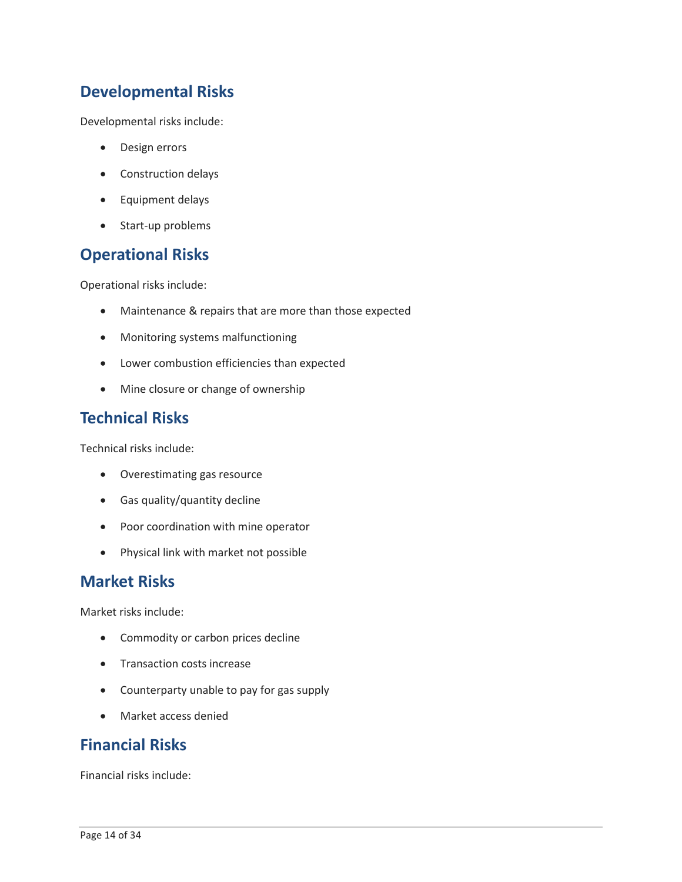## Developmental Risks

Developmental risks include:

- Design errors
- Construction delays
- Equipment delays
- Start-up problems

## Operational Risks

Operational risks include:

- Maintenance & repairs that are more than those expected
- Monitoring systems malfunctioning
- Lower combustion efficiencies than expected
- Mine closure or change of ownership

## Technical Risks

Technical risks include:

- Overestimating gas resource
- Gas quality/quantity decline
- Poor coordination with mine operator
- Physical link with market not possible

## Market Risks

Market risks include:

- Commodity or carbon prices decline
- Transaction costs increase
- Counterparty unable to pay for gas supply
- Market access denied

## Financial Risks

Financial risks include: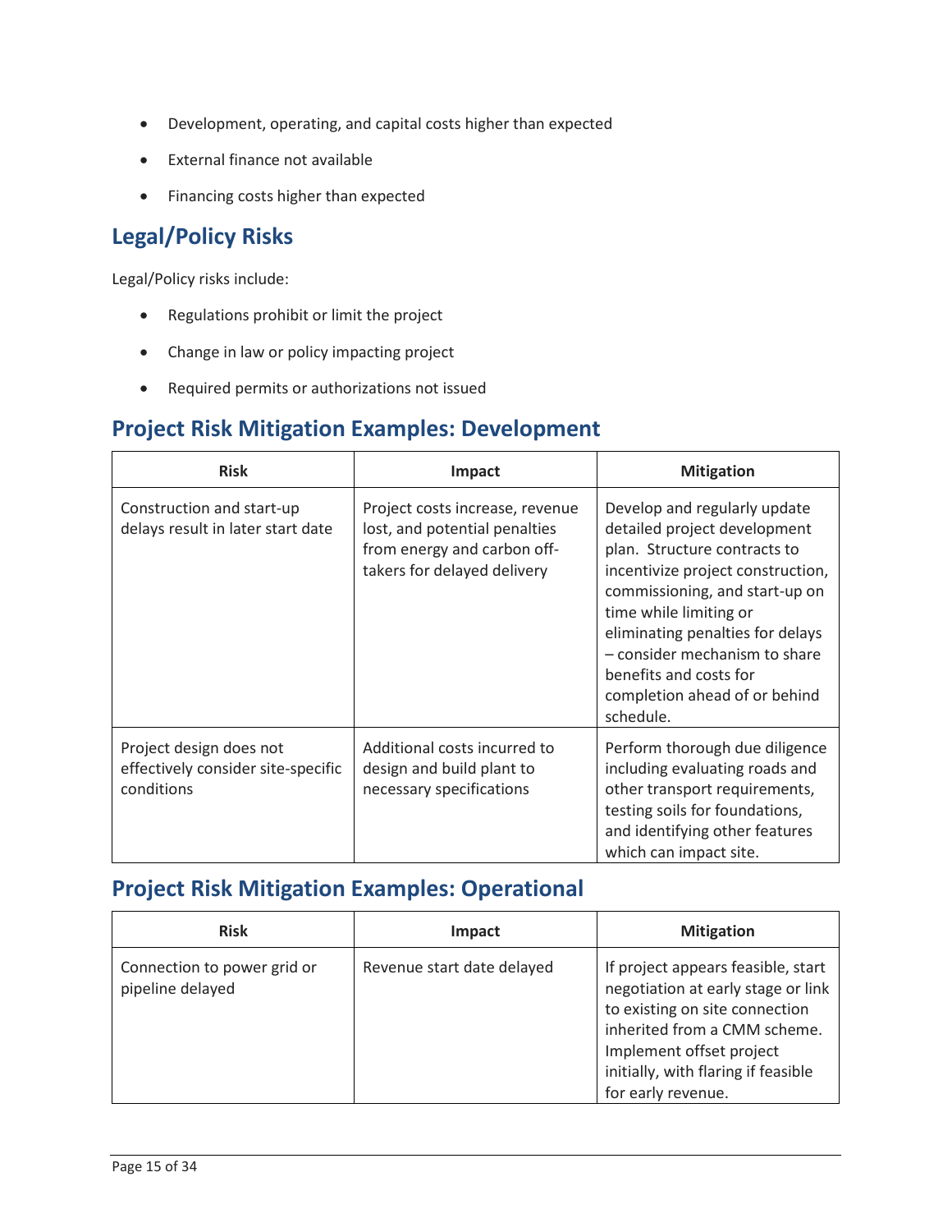- Development, operating, and capital costs higher than expected
- External finance not available
- Financing costs higher than expected

## Legal/Policy Risks

Legal/Policy risks include:

- Regulations prohibit or limit the project
- Change in law or policy impacting project
- Required permits or authorizations not issued

## Project Risk Mitigation Examples: Development

| Risk | Impact | Mitigation |
| --- | --- | --- |
| Construction and start-up delays result in later start date | Project costs increase, revenue lost, and potential penalties from energy and carbon off-takers for delayed delivery | Develop and regularly update detailed project development plan. Structure contracts to incentivize project construction, commissioning, and start-up on time while limiting or eliminating penalties for delays – consider mechanism to share benefits and costs for completion ahead of or behind schedule. |
| Project design does not effectively consider site-specific conditions | Additional costs incurred to design and build plant to necessary specifications | Perform thorough due diligence including evaluating roads and other transport requirements, testing soils for foundations, and identifying other features which can impact site. |

## Project Risk Mitigation Examples: Operational

| Risk | Impact | Mitigation |
| --- | --- | --- |
| Connection to power grid or pipeline delayed | Revenue start date delayed | If project appears feasible, start negotiation at early stage or link to existing on site connection inherited from a CMM scheme. Implement offset project initially, with flaring if feasible for early revenue. |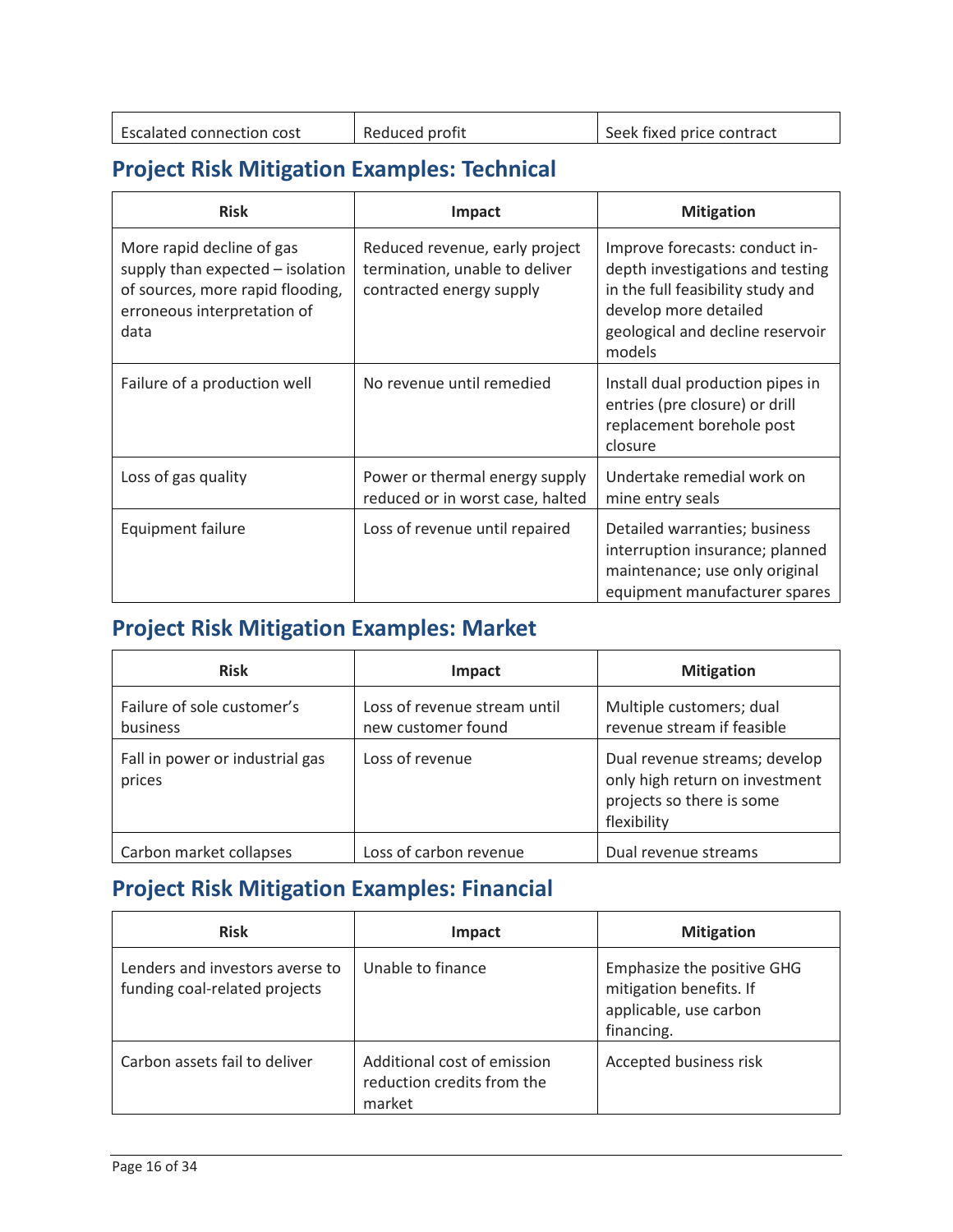| Escalated connection cost | Reduced profit | Seek fixed price contract |
|---|---|---|

## Project Risk Mitigation Examples: Technical

| Risk | Impact | Mitigation |
|---|---|---|
| More rapid decline of gas supply than expected – isolation of sources, more rapid flooding, erroneous interpretation of data | Reduced revenue, early project termination, unable to deliver contracted energy supply | Improve forecasts: conduct in-depth investigations and testing in the full feasibility study and develop more detailed geological and decline reservoir models |
| Failure of a production well | No revenue until remedied | Install dual production pipes in entries (pre closure) or drill replacement borehole post closure |
| Loss of gas quality | Power or thermal energy supply reduced or in worst case, halted | Undertake remedial work on mine entry seals |
| Equipment failure | Loss of revenue until repaired | Detailed warranties; business interruption insurance; planned maintenance; use only original equipment manufacturer spares |

## Project Risk Mitigation Examples: Market

| Risk | Impact | Mitigation |
|---|---|---|
| Failure of sole customer's business | Loss of revenue stream until new customer found | Multiple customers; dual revenue stream if feasible |
| Fall in power or industrial gas prices | Loss of revenue | Dual revenue streams; develop only high return on investment projects so there is some flexibility |
| Carbon market collapses | Loss of carbon revenue | Dual revenue streams |

## Project Risk Mitigation Examples: Financial

| Risk | Impact | Mitigation |
|---|---|---|
| Lenders and investors averse to funding coal-related projects | Unable to finance | Emphasize the positive GHG mitigation benefits. If applicable, use carbon financing. |
| Carbon assets fail to deliver | Additional cost of emission reduction credits from the market | Accepted business risk |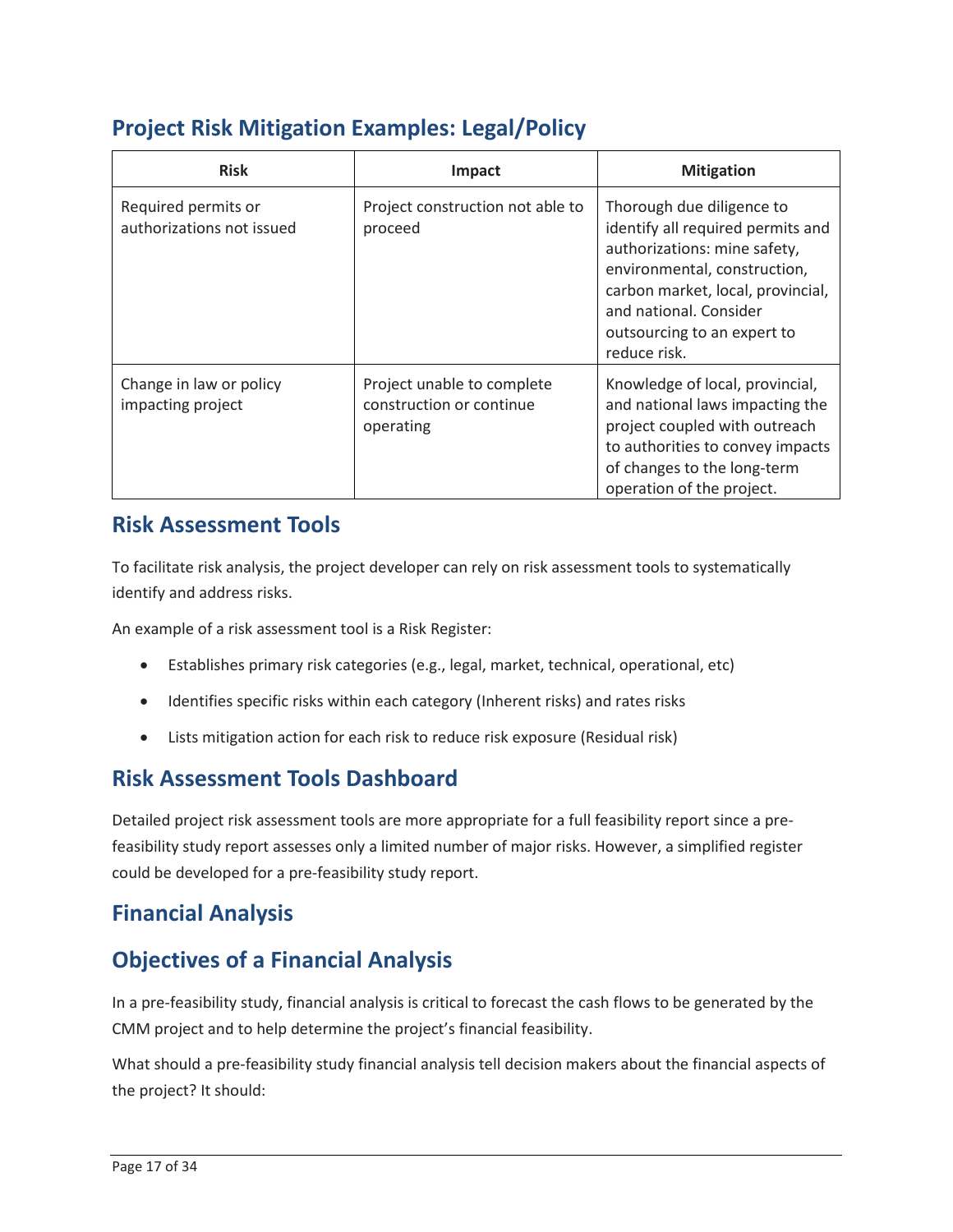## Project Risk Mitigation Examples: Legal/Policy

| Risk | Impact | Mitigation |
|---|---|---|
| Required permits or authorizations not issued | Project construction not able to proceed | Thorough due diligence to identify all required permits and authorizations: mine safety, environmental, construction, carbon market, local, provincial, and national. Consider outsourcing to an expert to reduce risk. |
| Change in law or policy impacting project | Project unable to complete construction or continue operating | Knowledge of local, provincial, and national laws impacting the project coupled with outreach to authorities to convey impacts of changes to the long-term operation of the project. |

## Risk Assessment Tools

To facilitate risk analysis, the project developer can rely on risk assessment tools to systematically identify and address risks.

An example of a risk assessment tool is a Risk Register:

- Establishes primary risk categories (e.g., legal, market, technical, operational, etc)
- Identifies specific risks within each category (Inherent risks) and rates risks
- Lists mitigation action for each risk to reduce risk exposure (Residual risk)

## Risk Assessment Tools Dashboard

Detailed project risk assessment tools are more appropriate for a full feasibility report since a pre-feasibility study report assesses only a limited number of major risks. However, a simplified register could be developed for a pre-feasibility study report.

## Financial Analysis

## Objectives of a Financial Analysis

In a pre-feasibility study, financial analysis is critical to forecast the cash flows to be generated by the CMM project and to help determine the project's financial feasibility.

What should a pre-feasibility study financial analysis tell decision makers about the financial aspects of the project? It should: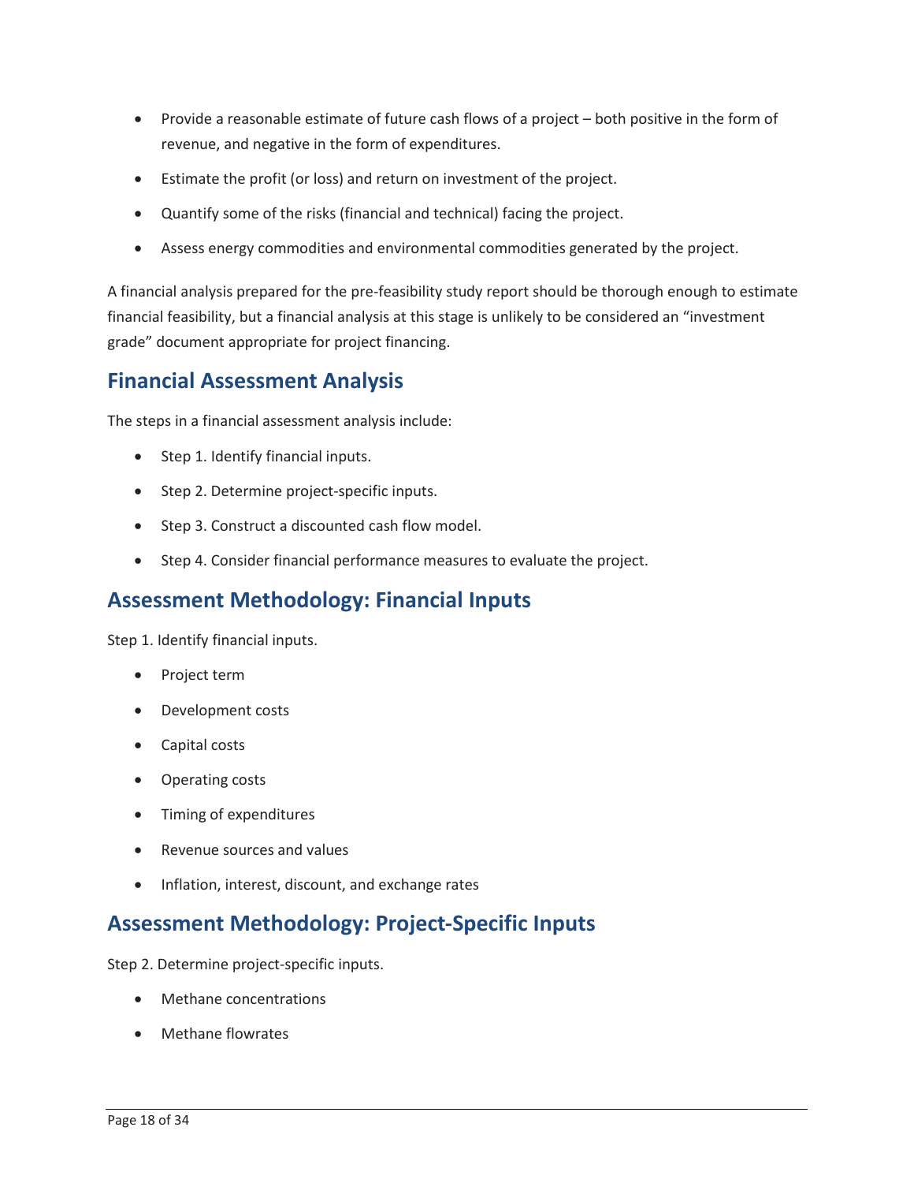- Provide a reasonable estimate of future cash flows of a project – both positive in the form of revenue, and negative in the form of expenditures.
- Estimate the profit (or loss) and return on investment of the project.
- Quantify some of the risks (financial and technical) facing the project.
- Assess energy commodities and environmental commodities generated by the project.

A financial analysis prepared for the pre-feasibility study report should be thorough enough to estimate financial feasibility, but a financial analysis at this stage is unlikely to be considered an "investment grade" document appropriate for project financing.

## Financial Assessment Analysis

The steps in a financial assessment analysis include:

- Step 1. Identify financial inputs.
- Step 2. Determine project-specific inputs.
- Step 3. Construct a discounted cash flow model.
- Step 4. Consider financial performance measures to evaluate the project.

## Assessment Methodology: Financial Inputs

Step 1. Identify financial inputs.

- Project term
- Development costs
- Capital costs
- Operating costs
- Timing of expenditures
- Revenue sources and values
- Inflation, interest, discount, and exchange rates

## Assessment Methodology: Project-Specific Inputs

Step 2. Determine project-specific inputs.

- Methane concentrations
- Methane flowrates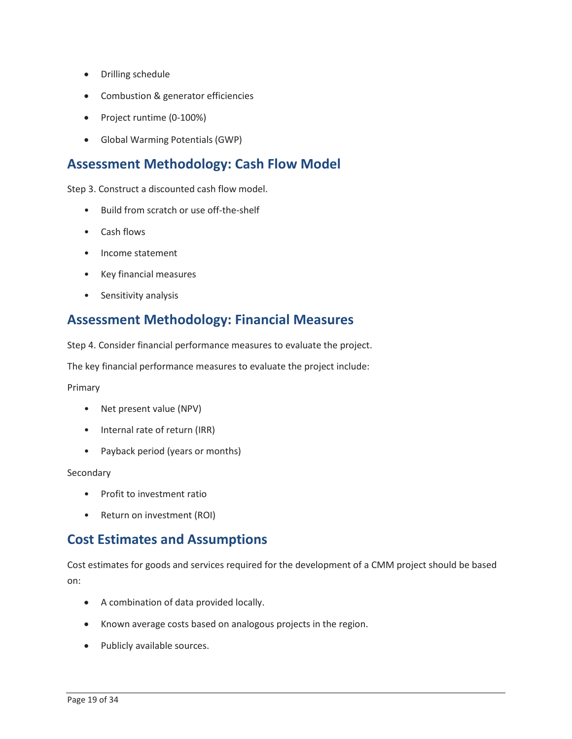- Drilling schedule
- Combustion & generator efficiencies
- Project runtime (0-100%)
- Global Warming Potentials (GWP)

## Assessment Methodology: Cash Flow Model

Step 3. Construct a discounted cash flow model.

- Build from scratch or use off-the-shelf
- Cash flows
- Income statement
- Key financial measures
- Sensitivity analysis

## Assessment Methodology: Financial Measures

Step 4. Consider financial performance measures to evaluate the project.

The key financial performance measures to evaluate the project include:

Primary

- Net present value (NPV)
- Internal rate of return (IRR)
- Payback period (years or months)

Secondary

- Profit to investment ratio
- Return on investment (ROI)

## Cost Estimates and Assumptions

Cost estimates for goods and services required for the development of a CMM project should be based on:

- A combination of data provided locally.
- Known average costs based on analogous projects in the region.
- Publicly available sources.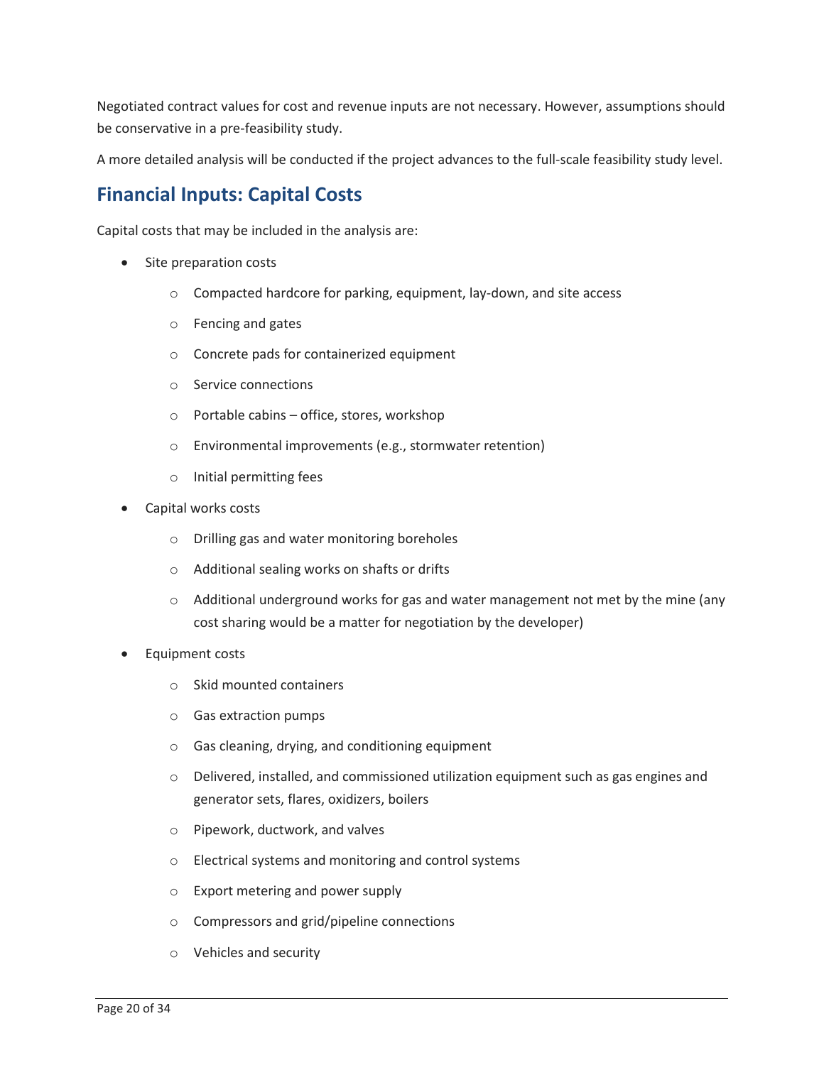Negotiated contract values for cost and revenue inputs are not necessary. However, assumptions should be conservative in a pre-feasibility study.

A more detailed analysis will be conducted if the project advances to the full-scale feasibility study level.

## Financial Inputs: Capital Costs

Capital costs that may be included in the analysis are:

- Site preparation costs
  - Compacted hardcore for parking, equipment, lay-down, and site access
  - Fencing and gates
  - Concrete pads for containerized equipment
  - Service connections
  - Portable cabins – office, stores, workshop
  - Environmental improvements (e.g., stormwater retention)
  - Initial permitting fees
- Capital works costs
  - Drilling gas and water monitoring boreholes
  - Additional sealing works on shafts or drifts
  - Additional underground works for gas and water management not met by the mine (any cost sharing would be a matter for negotiation by the developer)
- Equipment costs
  - Skid mounted containers
  - Gas extraction pumps
  - Gas cleaning, drying, and conditioning equipment
  - Delivered, installed, and commissioned utilization equipment such as gas engines and generator sets, flares, oxidizers, boilers
  - Pipework, ductwork, and valves
  - Electrical systems and monitoring and control systems
  - Export metering and power supply
  - Compressors and grid/pipeline connections
  - Vehicles and security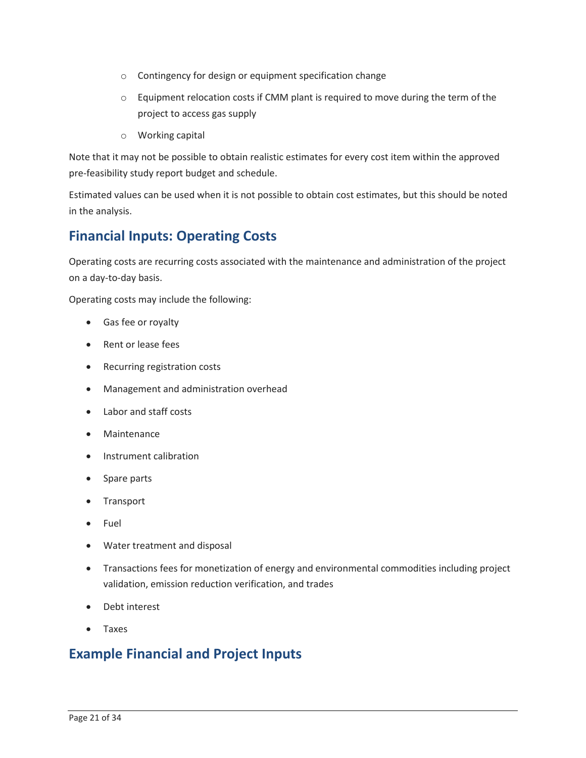- Contingency for design or equipment specification change
  - Equipment relocation costs if CMM plant is required to move during the term of the project to access gas supply
  - Working capital

Note that it may not be possible to obtain realistic estimates for every cost item within the approved pre-feasibility study report budget and schedule.

Estimated values can be used when it is not possible to obtain cost estimates, but this should be noted in the analysis.

## Financial Inputs: Operating Costs

Operating costs are recurring costs associated with the maintenance and administration of the project on a day-to-day basis.

Operating costs may include the following:

- Gas fee or royalty
- Rent or lease fees
- Recurring registration costs
- Management and administration overhead
- Labor and staff costs
- Maintenance
- Instrument calibration
- Spare parts
- Transport
- Fuel
- Water treatment and disposal
- Transactions fees for monetization of energy and environmental commodities including project validation, emission reduction verification, and trades
- Debt interest
- Taxes

## Example Financial and Project Inputs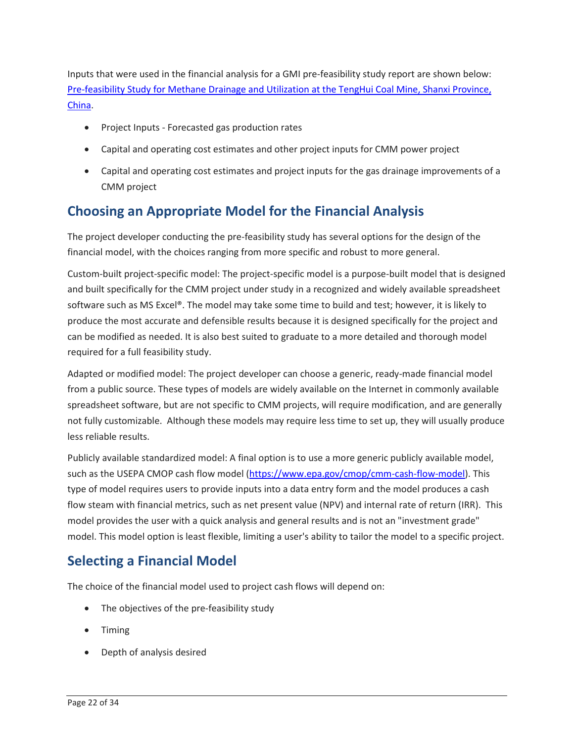Inputs that were used in the financial analysis for a GMI pre-feasibility study report are shown below: [Pre-feasibility Study for Methane Drainage and Utilization at the TengHui Coal Mine, Shanxi Province, China](#).

- Project Inputs - Forecasted gas production rates
- Capital and operating cost estimates and other project inputs for CMM power project
- Capital and operating cost estimates and project inputs for the gas drainage improvements of a CMM project

## Choosing an Appropriate Model for the Financial Analysis

The project developer conducting the pre-feasibility study has several options for the design of the financial model, with the choices ranging from more specific and robust to more general.

Custom-built project-specific model: The project-specific model is a purpose-built model that is designed and built specifically for the CMM project under study in a recognized and widely available spreadsheet software such as MS Excel®. The model may take some time to build and test; however, it is likely to produce the most accurate and defensible results because it is designed specifically for the project and can be modified as needed. It is also best suited to graduate to a more detailed and thorough model required for a full feasibility study.

Adapted or modified model: The project developer can choose a generic, ready-made financial model from a public source. These types of models are widely available on the Internet in commonly available spreadsheet software, but are not specific to CMM projects, will require modification, and are generally not fully customizable. Although these models may require less time to set up, they will usually produce less reliable results.

Publicly available standardized model: A final option is to use a more generic publicly available model, such as the USEPA CMOP cash flow model (https://www.epa.gov/cmop/cmm-cash-flow-model). This type of model requires users to provide inputs into a data entry form and the model produces a cash flow steam with financial metrics, such as net present value (NPV) and internal rate of return (IRR). This model provides the user with a quick analysis and general results and is not an "investment grade" model. This model option is least flexible, limiting a user's ability to tailor the model to a specific project.

## Selecting a Financial Model

The choice of the financial model used to project cash flows will depend on:

- The objectives of the pre-feasibility study
- Timing
- Depth of analysis desired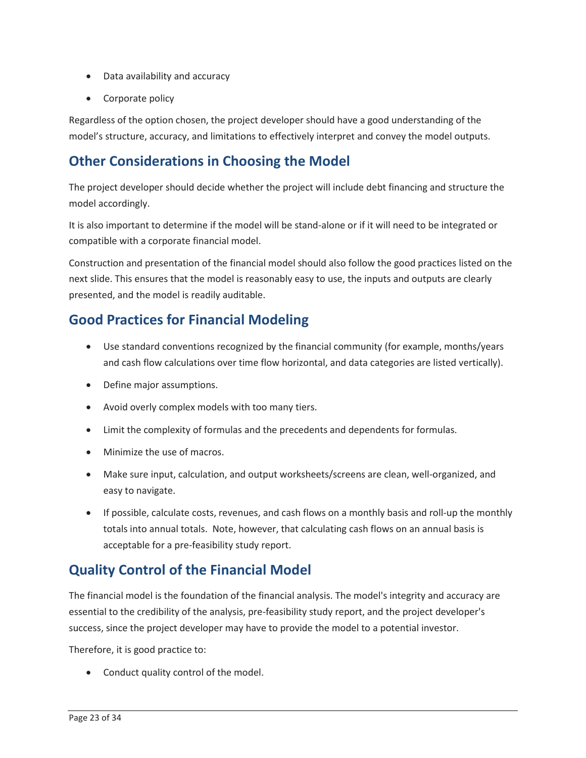- Data availability and accuracy
- Corporate policy

Regardless of the option chosen, the project developer should have a good understanding of the model's structure, accuracy, and limitations to effectively interpret and convey the model outputs.

## Other Considerations in Choosing the Model

The project developer should decide whether the project will include debt financing and structure the model accordingly.

It is also important to determine if the model will be stand-alone or if it will need to be integrated or compatible with a corporate financial model.

Construction and presentation of the financial model should also follow the good practices listed on the next slide. This ensures that the model is reasonably easy to use, the inputs and outputs are clearly presented, and the model is readily auditable.

## Good Practices for Financial Modeling

- Use standard conventions recognized by the financial community (for example, months/years and cash flow calculations over time flow horizontal, and data categories are listed vertically).
- Define major assumptions.
- Avoid overly complex models with too many tiers.
- Limit the complexity of formulas and the precedents and dependents for formulas.
- Minimize the use of macros.
- Make sure input, calculation, and output worksheets/screens are clean, well-organized, and easy to navigate.
- If possible, calculate costs, revenues, and cash flows on a monthly basis and roll-up the monthly totals into annual totals. Note, however, that calculating cash flows on an annual basis is acceptable for a pre-feasibility study report.

## Quality Control of the Financial Model

The financial model is the foundation of the financial analysis. The model's integrity and accuracy are essential to the credibility of the analysis, pre-feasibility study report, and the project developer's success, since the project developer may have to provide the model to a potential investor.

Therefore, it is good practice to:

- Conduct quality control of the model.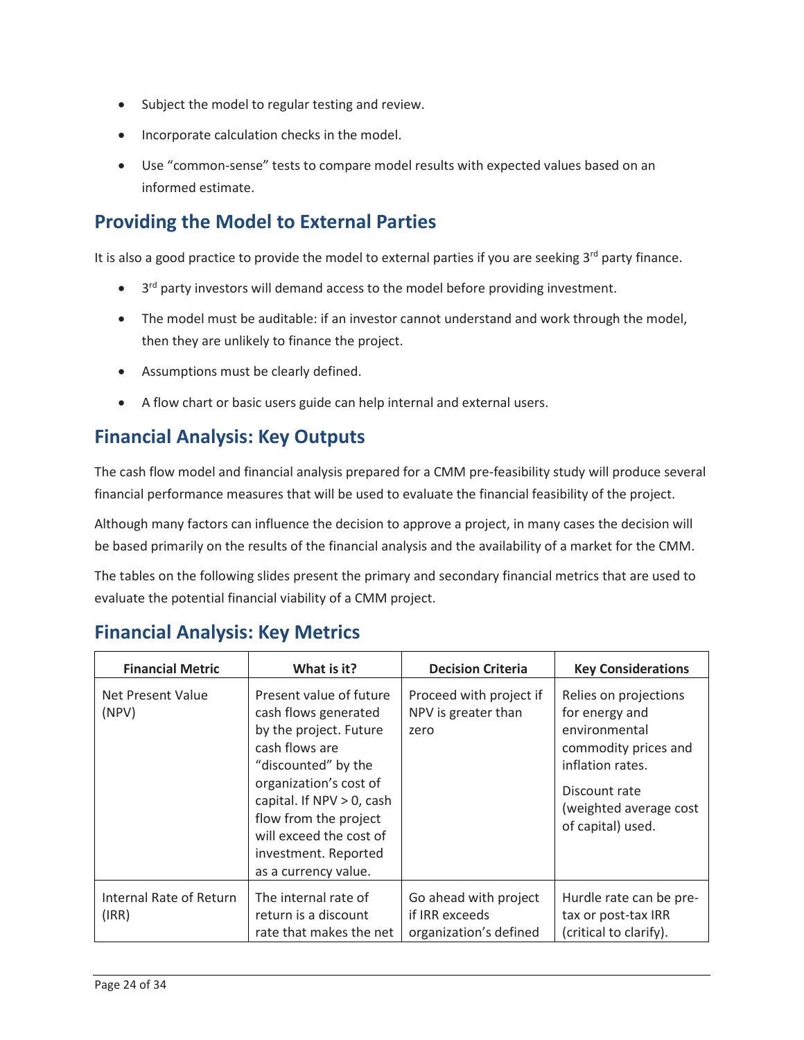- Subject the model to regular testing and review.
- Incorporate calculation checks in the model.
- Use "common-sense" tests to compare model results with expected values based on an informed estimate.

## Providing the Model to External Parties

It is also a good practice to provide the model to external parties if you are seeking 3rd party finance.

- 3rd party investors will demand access to the model before providing investment.
- The model must be auditable: if an investor cannot understand and work through the model, then they are unlikely to finance the project.
- Assumptions must be clearly defined.
- A flow chart or basic users guide can help internal and external users.

## Financial Analysis: Key Outputs

The cash flow model and financial analysis prepared for a CMM pre-feasibility study will produce several financial performance measures that will be used to evaluate the financial feasibility of the project.

Although many factors can influence the decision to approve a project, in many cases the decision will be based primarily on the results of the financial analysis and the availability of a market for the CMM.

The tables on the following slides present the primary and secondary financial metrics that are used to evaluate the potential financial viability of a CMM project.

## Financial Analysis: Key Metrics

| Financial Metric | What is it? | Decision Criteria | Key Considerations |
|---|---|---|---|
| Net Present Value (NPV) | Present value of future cash flows generated by the project. Future cash flows are "discounted" by the organization's cost of capital. If NPV > 0, cash flow from the project will exceed the cost of investment. Reported as a currency value. | Proceed with project if NPV is greater than zero | Relies on projections for energy and environmental commodity prices and inflation rates.<br>Discount rate (weighted average cost of capital) used. |
| Internal Rate of Return (IRR) | The internal rate of return is a discount rate that makes the net | Go ahead with project if IRR exceeds organization's defined | Hurdle rate can be pre-tax or post-tax IRR (critical to clarify). |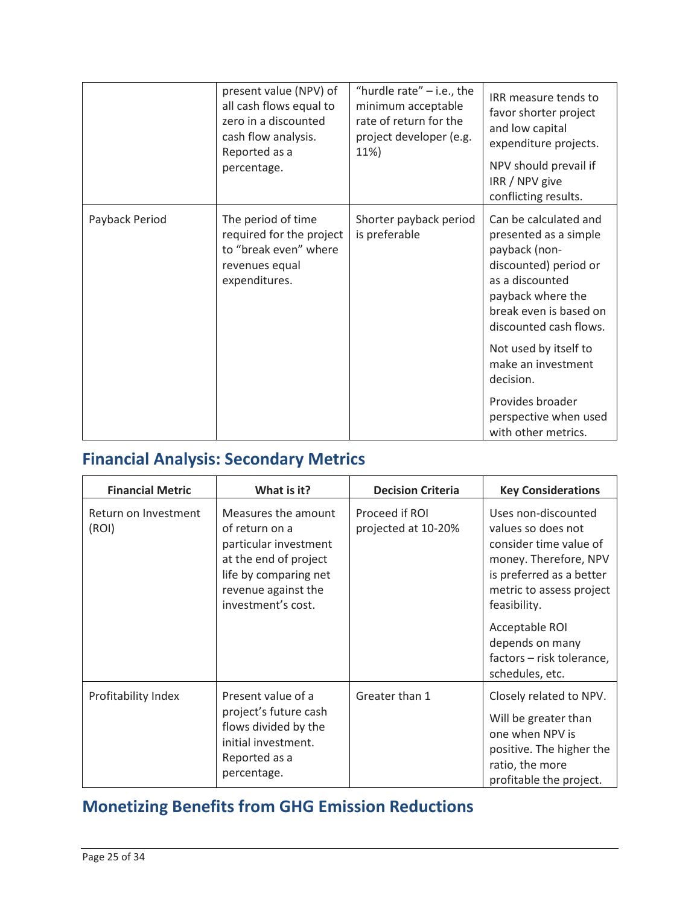| | | | |
|---|---|---|---|
| | present value (NPV) of all cash flows equal to zero in a discounted cash flow analysis. Reported as a percentage. | "hurdle rate" – i.e., the minimum acceptable rate of return for the project developer (e.g. 11%) | IRR measure tends to favor shorter project and low capital expenditure projects.<br><br>NPV should prevail if IRR / NPV give conflicting results. |
| Payback Period | The period of time required for the project to "break even" where revenues equal expenditures. | Shorter payback period is preferable | Can be calculated and presented as a simple payback (non-discounted) period or as a discounted payback where the break even is based on discounted cash flows.<br><br>Not used by itself to make an investment decision.<br><br>Provides broader perspective when used with other metrics. |

## Financial Analysis: Secondary Metrics

| Financial Metric | What is it? | Decision Criteria | Key Considerations |
|---|---|---|---|
| Return on Investment (ROI) | Measures the amount of return on a particular investment at the end of project life by comparing net revenue against the investment's cost. | Proceed if ROI projected at 10-20% | Uses non-discounted values so does not consider time value of money. Therefore, NPV is preferred as a better metric to assess project feasibility.<br><br>Acceptable ROI depends on many factors – risk tolerance, schedules, etc. |
| Profitability Index | Present value of a project's future cash flows divided by the initial investment. Reported as a percentage. | Greater than 1 | Closely related to NPV.<br><br>Will be greater than one when NPV is positive. The higher the ratio, the more profitable the project. |

## Monetizing Benefits from GHG Emission Reductions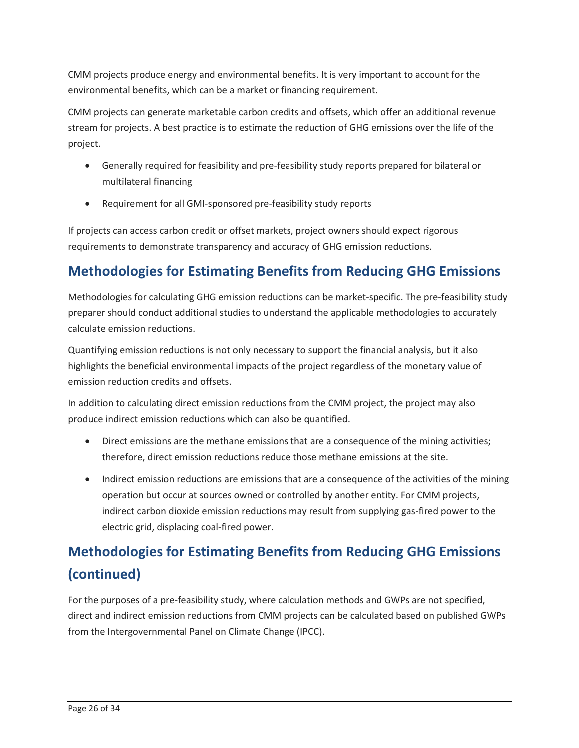CMM projects produce energy and environmental benefits. It is very important to account for the environmental benefits, which can be a market or financing requirement.

CMM projects can generate marketable carbon credits and offsets, which offer an additional revenue stream for projects. A best practice is to estimate the reduction of GHG emissions over the life of the project.

- Generally required for feasibility and pre-feasibility study reports prepared for bilateral or multilateral financing
- Requirement for all GMI-sponsored pre-feasibility study reports

If projects can access carbon credit or offset markets, project owners should expect rigorous requirements to demonstrate transparency and accuracy of GHG emission reductions.

## Methodologies for Estimating Benefits from Reducing GHG Emissions

Methodologies for calculating GHG emission reductions can be market-specific. The pre-feasibility study preparer should conduct additional studies to understand the applicable methodologies to accurately calculate emission reductions.

Quantifying emission reductions is not only necessary to support the financial analysis, but it also highlights the beneficial environmental impacts of the project regardless of the monetary value of emission reduction credits and offsets.

In addition to calculating direct emission reductions from the CMM project, the project may also produce indirect emission reductions which can also be quantified.

- Direct emissions are the methane emissions that are a consequence of the mining activities; therefore, direct emission reductions reduce those methane emissions at the site.
- Indirect emission reductions are emissions that are a consequence of the activities of the mining operation but occur at sources owned or controlled by another entity. For CMM projects, indirect carbon dioxide emission reductions may result from supplying gas-fired power to the electric grid, displacing coal-fired power.

## Methodologies for Estimating Benefits from Reducing GHG Emissions (continued)

For the purposes of a pre-feasibility study, where calculation methods and GWPs are not specified, direct and indirect emission reductions from CMM projects can be calculated based on published GWPs from the Intergovernmental Panel on Climate Change (IPCC).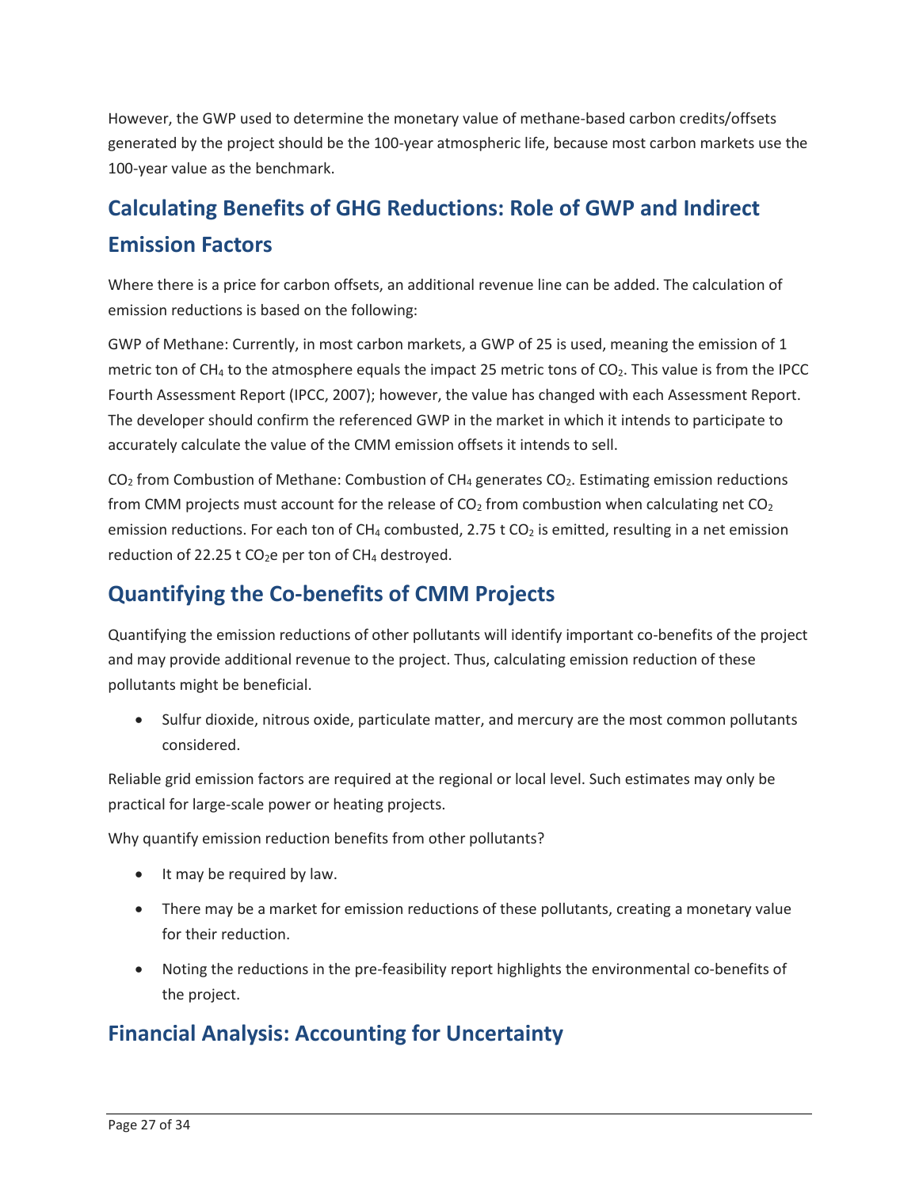However, the GWP used to determine the monetary value of methane-based carbon credits/offsets generated by the project should be the 100-year atmospheric life, because most carbon markets use the 100-year value as the benchmark.

## Calculating Benefits of GHG Reductions: Role of GWP and Indirect Emission Factors

Where there is a price for carbon offsets, an additional revenue line can be added. The calculation of emission reductions is based on the following:

GWP of Methane: Currently, in most carbon markets, a GWP of 25 is used, meaning the emission of 1 metric ton of $CH_4$ to the atmosphere equals the impact 25 metric tons of $CO_2$. This value is from the IPCC Fourth Assessment Report (IPCC, 2007); however, the value has changed with each Assessment Report. The developer should confirm the referenced GWP in the market in which it intends to participate to accurately calculate the value of the CMM emission offsets it intends to sell.

$CO_2$ from Combustion of Methane: Combustion of $CH_4$ generates $CO_2$. Estimating emission reductions from CMM projects must account for the release of $CO_2$ from combustion when calculating net $CO_2$ emission reductions. For each ton of $CH_4$ combusted, 2.75 t $CO_2$ is emitted, resulting in a net emission reduction of 22.25 t $CO_2$e per ton of $CH_4$ destroyed.

## Quantifying the Co-benefits of CMM Projects

Quantifying the emission reductions of other pollutants will identify important co-benefits of the project and may provide additional revenue to the project. Thus, calculating emission reduction of these pollutants might be beneficial.

- Sulfur dioxide, nitrous oxide, particulate matter, and mercury are the most common pollutants considered.

Reliable grid emission factors are required at the regional or local level. Such estimates may only be practical for large-scale power or heating projects.

Why quantify emission reduction benefits from other pollutants?

- It may be required by law.
- There may be a market for emission reductions of these pollutants, creating a monetary value for their reduction.
- Noting the reductions in the pre-feasibility report highlights the environmental co-benefits of the project.

## Financial Analysis: Accounting for Uncertainty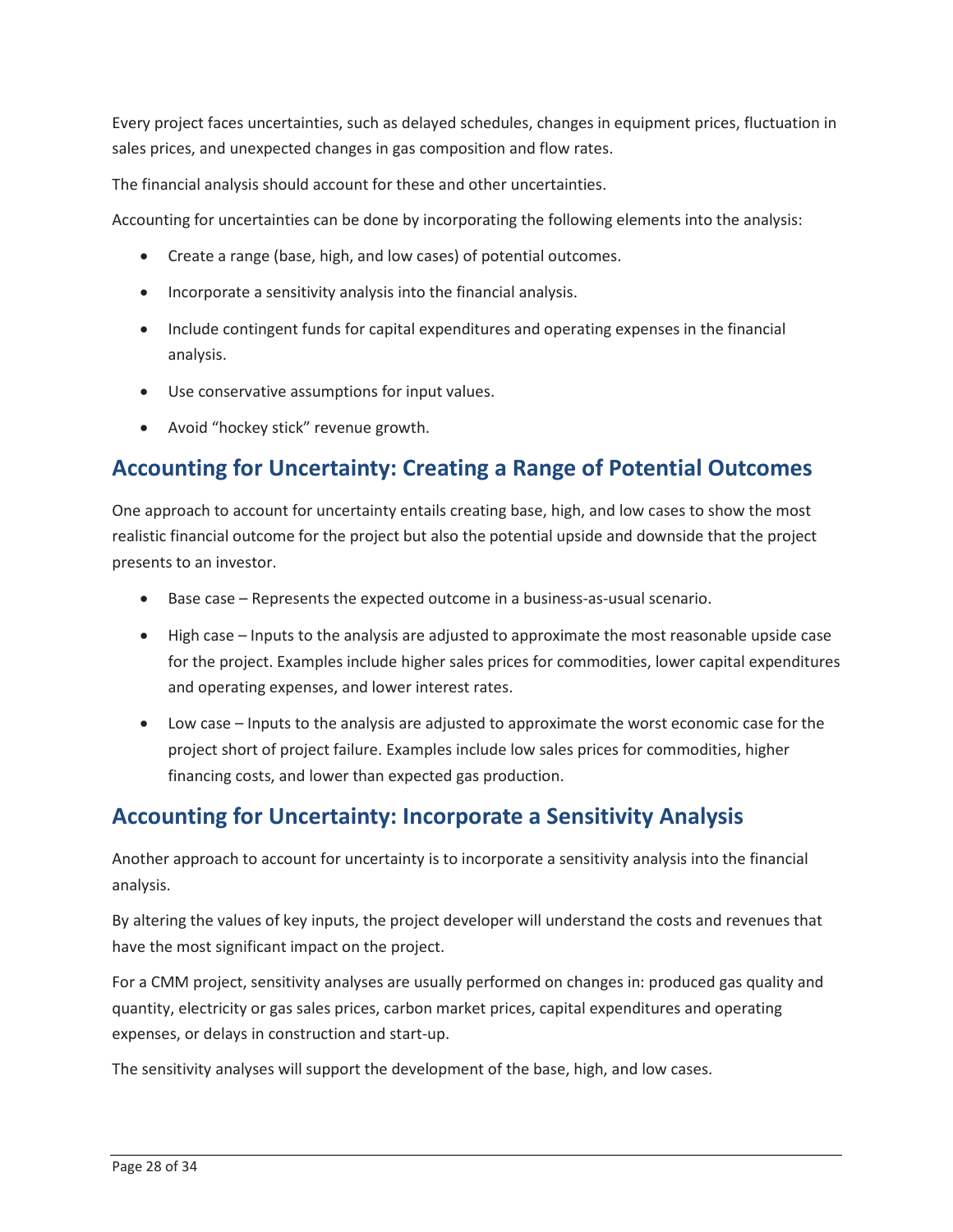Every project faces uncertainties, such as delayed schedules, changes in equipment prices, fluctuation in sales prices, and unexpected changes in gas composition and flow rates.

The financial analysis should account for these and other uncertainties.

Accounting for uncertainties can be done by incorporating the following elements into the analysis:

- Create a range (base, high, and low cases) of potential outcomes.
- Incorporate a sensitivity analysis into the financial analysis.
- Include contingent funds for capital expenditures and operating expenses in the financial analysis.
- Use conservative assumptions for input values.
- Avoid "hockey stick" revenue growth.

## Accounting for Uncertainty: Creating a Range of Potential Outcomes

One approach to account for uncertainty entails creating base, high, and low cases to show the most realistic financial outcome for the project but also the potential upside and downside that the project presents to an investor.

- Base case – Represents the expected outcome in a business-as-usual scenario.
- High case – Inputs to the analysis are adjusted to approximate the most reasonable upside case for the project. Examples include higher sales prices for commodities, lower capital expenditures and operating expenses, and lower interest rates.
- Low case – Inputs to the analysis are adjusted to approximate the worst economic case for the project short of project failure. Examples include low sales prices for commodities, higher financing costs, and lower than expected gas production.

## Accounting for Uncertainty: Incorporate a Sensitivity Analysis

Another approach to account for uncertainty is to incorporate a sensitivity analysis into the financial analysis.

By altering the values of key inputs, the project developer will understand the costs and revenues that have the most significant impact on the project.

For a CMM project, sensitivity analyses are usually performed on changes in: produced gas quality and quantity, electricity or gas sales prices, carbon market prices, capital expenditures and operating expenses, or delays in construction and start-up.

The sensitivity analyses will support the development of the base, high, and low cases.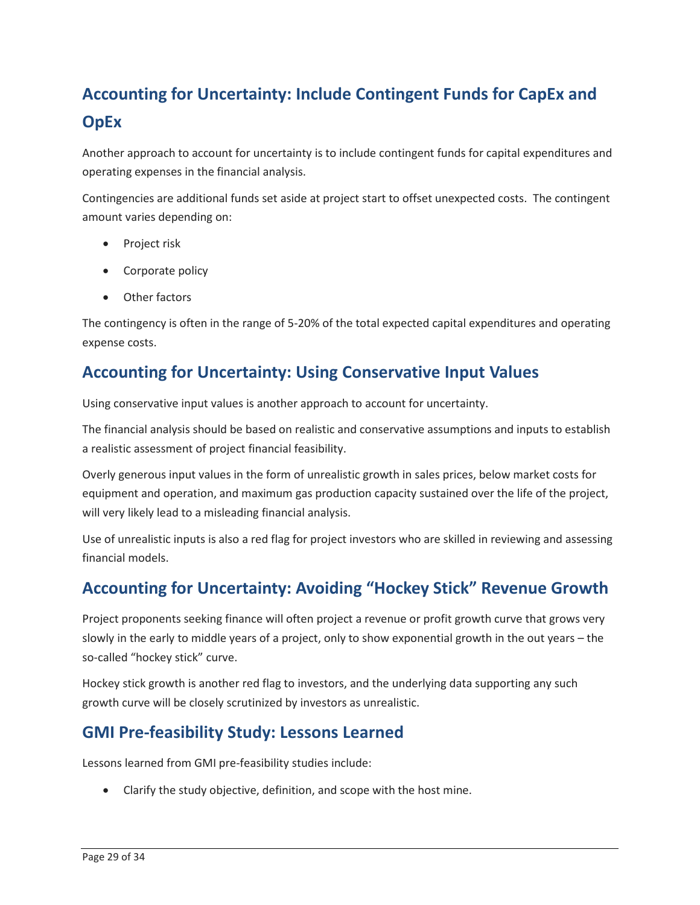## Accounting for Uncertainty: Include Contingent Funds for CapEx and OpEx

Another approach to account for uncertainty is to include contingent funds for capital expenditures and operating expenses in the financial analysis.

Contingencies are additional funds set aside at project start to offset unexpected costs. The contingent amount varies depending on:

- Project risk
- Corporate policy
- Other factors

The contingency is often in the range of 5-20% of the total expected capital expenditures and operating expense costs.

## Accounting for Uncertainty: Using Conservative Input Values

Using conservative input values is another approach to account for uncertainty.

The financial analysis should be based on realistic and conservative assumptions and inputs to establish a realistic assessment of project financial feasibility.

Overly generous input values in the form of unrealistic growth in sales prices, below market costs for equipment and operation, and maximum gas production capacity sustained over the life of the project, will very likely lead to a misleading financial analysis.

Use of unrealistic inputs is also a red flag for project investors who are skilled in reviewing and assessing financial models.

## Accounting for Uncertainty: Avoiding "Hockey Stick" Revenue Growth

Project proponents seeking finance will often project a revenue or profit growth curve that grows very slowly in the early to middle years of a project, only to show exponential growth in the out years – the so-called "hockey stick" curve.

Hockey stick growth is another red flag to investors, and the underlying data supporting any such growth curve will be closely scrutinized by investors as unrealistic.

## GMI Pre-feasibility Study: Lessons Learned

Lessons learned from GMI pre-feasibility studies include:

- Clarify the study objective, definition, and scope with the host mine.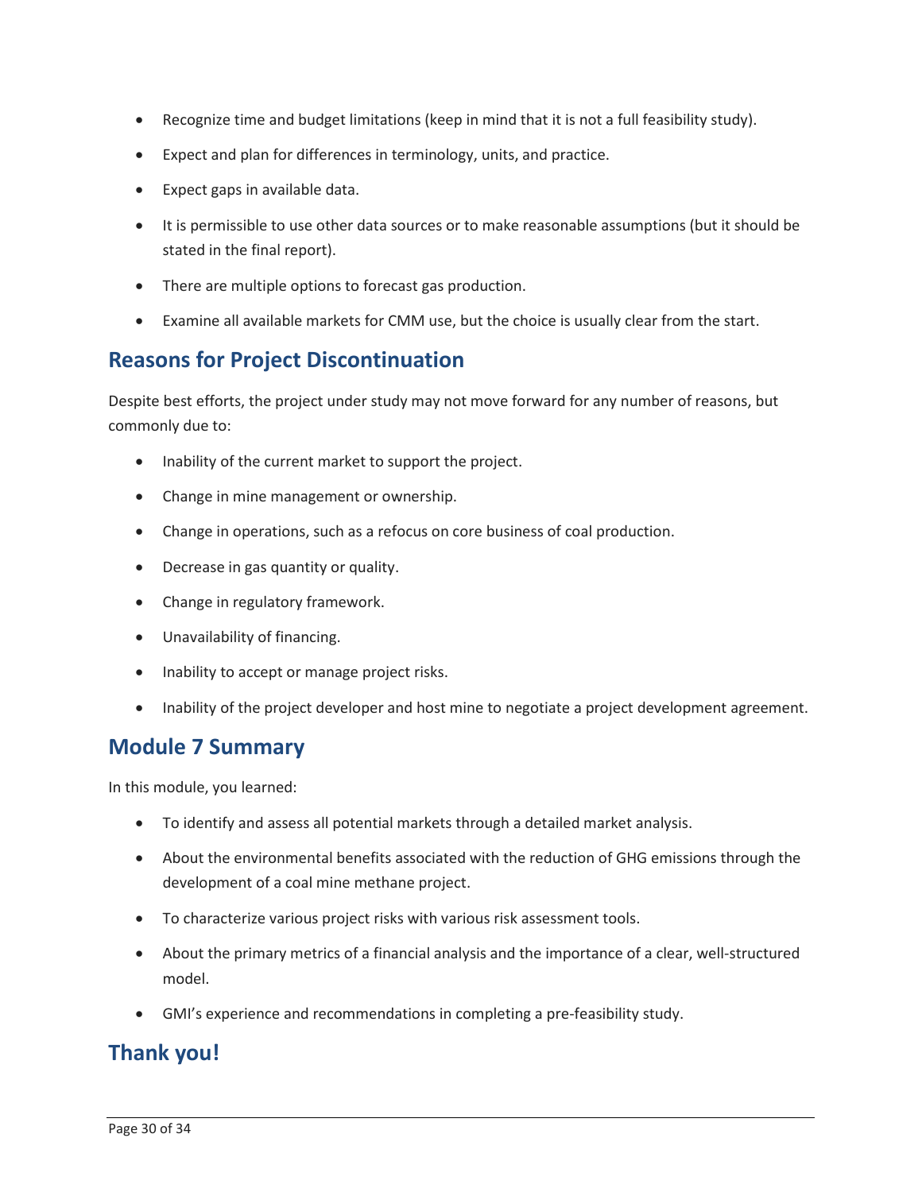- Recognize time and budget limitations (keep in mind that it is not a full feasibility study).
- Expect and plan for differences in terminology, units, and practice.
- Expect gaps in available data.
- It is permissible to use other data sources or to make reasonable assumptions (but it should be stated in the final report).
- There are multiple options to forecast gas production.
- Examine all available markets for CMM use, but the choice is usually clear from the start.

## Reasons for Project Discontinuation

Despite best efforts, the project under study may not move forward for any number of reasons, but commonly due to:

- Inability of the current market to support the project.
- Change in mine management or ownership.
- Change in operations, such as a refocus on core business of coal production.
- Decrease in gas quantity or quality.
- Change in regulatory framework.
- Unavailability of financing.
- Inability to accept or manage project risks.
- Inability of the project developer and host mine to negotiate a project development agreement.

## Module 7 Summary

In this module, you learned:

- To identify and assess all potential markets through a detailed market analysis.
- About the environmental benefits associated with the reduction of GHG emissions through the development of a coal mine methane project.
- To characterize various project risks with various risk assessment tools.
- About the primary metrics of a financial analysis and the importance of a clear, well-structured model.
- GMI's experience and recommendations in completing a pre-feasibility study.

## Thank you!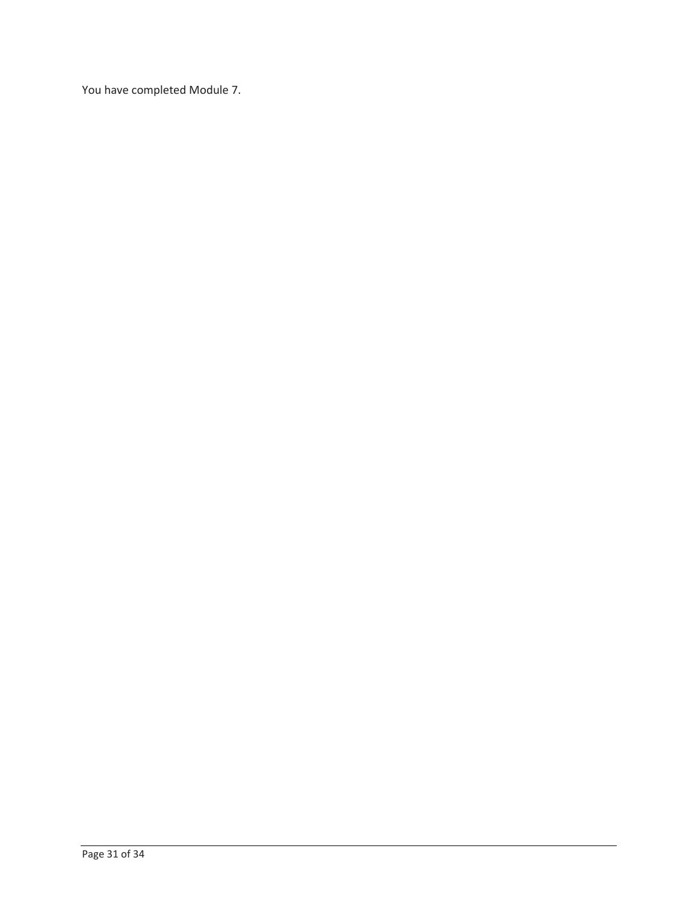You have completed Module 7.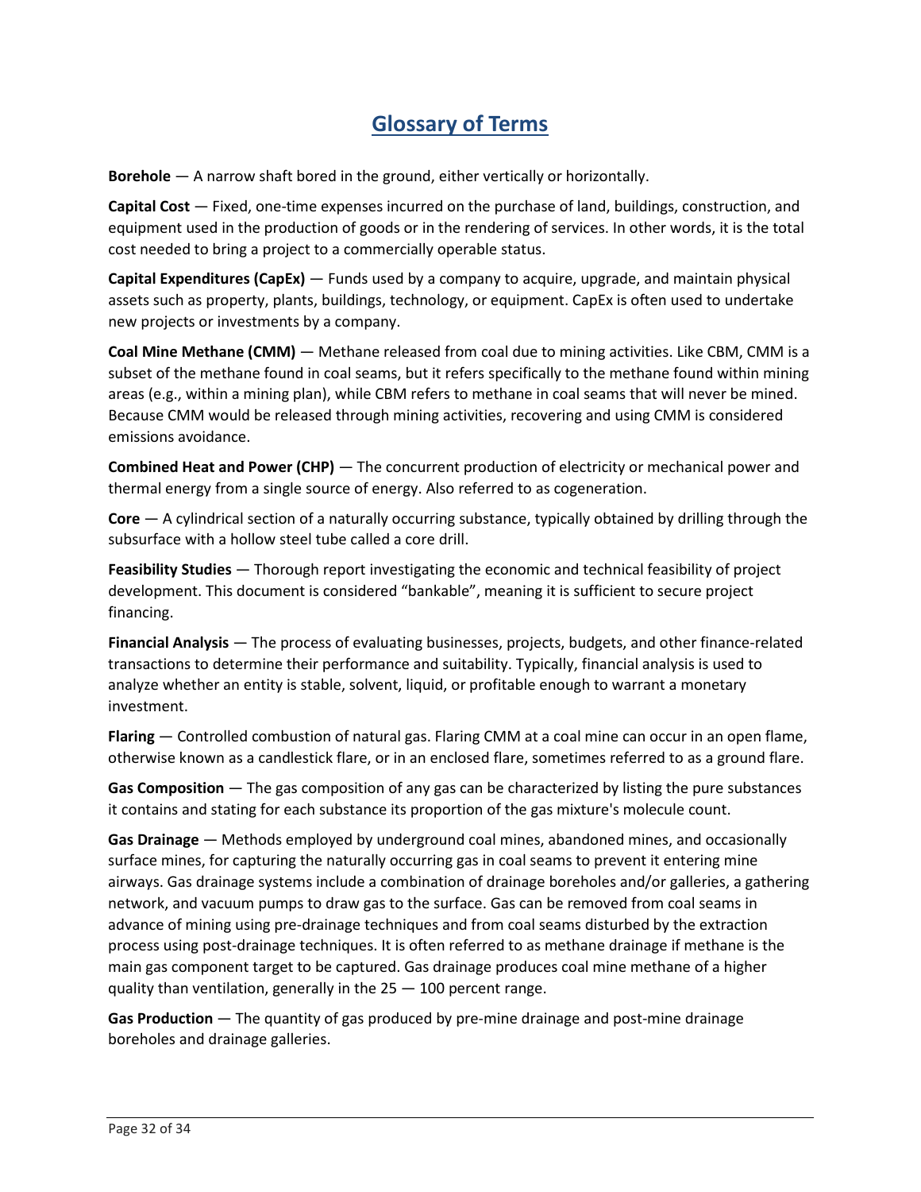# Glossary of Terms

**Borehole** — A narrow shaft bored in the ground, either vertically or horizontally.

**Capital Cost** — Fixed, one-time expenses incurred on the purchase of land, buildings, construction, and equipment used in the production of goods or in the rendering of services. In other words, it is the total cost needed to bring a project to a commercially operable status.

**Capital Expenditures (CapEx)** — Funds used by a company to acquire, upgrade, and maintain physical assets such as property, plants, buildings, technology, or equipment. CapEx is often used to undertake new projects or investments by a company.

**Coal Mine Methane (CMM)** — Methane released from coal due to mining activities. Like CBM, CMM is a subset of the methane found in coal seams, but it refers specifically to the methane found within mining areas (e.g., within a mining plan), while CBM refers to methane in coal seams that will never be mined. Because CMM would be released through mining activities, recovering and using CMM is considered emissions avoidance.

**Combined Heat and Power (CHP)** — The concurrent production of electricity or mechanical power and thermal energy from a single source of energy. Also referred to as cogeneration.

**Core** — A cylindrical section of a naturally occurring substance, typically obtained by drilling through the subsurface with a hollow steel tube called a core drill.

**Feasibility Studies** — Thorough report investigating the economic and technical feasibility of project development. This document is considered "bankable", meaning it is sufficient to secure project financing.

**Financial Analysis** — The process of evaluating businesses, projects, budgets, and other finance-related transactions to determine their performance and suitability. Typically, financial analysis is used to analyze whether an entity is stable, solvent, liquid, or profitable enough to warrant a monetary investment.

**Flaring** — Controlled combustion of natural gas. Flaring CMM at a coal mine can occur in an open flame, otherwise known as a candlestick flare, or in an enclosed flare, sometimes referred to as a ground flare.

**Gas Composition** — The gas composition of any gas can be characterized by listing the pure substances it contains and stating for each substance its proportion of the gas mixture's molecule count.

**Gas Drainage** — Methods employed by underground coal mines, abandoned mines, and occasionally surface mines, for capturing the naturally occurring gas in coal seams to prevent it entering mine airways. Gas drainage systems include a combination of drainage boreholes and/or galleries, a gathering network, and vacuum pumps to draw gas to the surface. Gas can be removed from coal seams in advance of mining using pre-drainage techniques and from coal seams disturbed by the extraction process using post-drainage techniques. It is often referred to as methane drainage if methane is the main gas component target to be captured. Gas drainage produces coal mine methane of a higher quality than ventilation, generally in the 25 — 100 percent range.

**Gas Production** — The quantity of gas produced by pre-mine drainage and post-mine drainage boreholes and drainage galleries.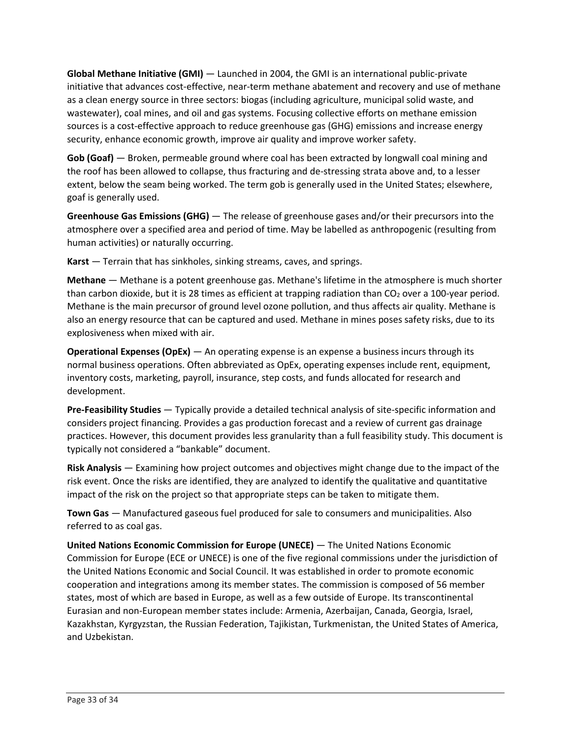**Global Methane Initiative (GMI)** — Launched in 2004, the GMI is an international public-private initiative that advances cost-effective, near-term methane abatement and recovery and use of methane as a clean energy source in three sectors: biogas (including agriculture, municipal solid waste, and wastewater), coal mines, and oil and gas systems. Focusing collective efforts on methane emission sources is a cost-effective approach to reduce greenhouse gas (GHG) emissions and increase energy security, enhance economic growth, improve air quality and improve worker safety.

**Gob (Goaf)** — Broken, permeable ground where coal has been extracted by longwall coal mining and the roof has been allowed to collapse, thus fracturing and de-stressing strata above and, to a lesser extent, below the seam being worked. The term gob is generally used in the United States; elsewhere, goaf is generally used.

**Greenhouse Gas Emissions (GHG)** — The release of greenhouse gases and/or their precursors into the atmosphere over a specified area and period of time. May be labelled as anthropogenic (resulting from human activities) or naturally occurring.

**Karst** — Terrain that has sinkholes, sinking streams, caves, and springs.

**Methane** — Methane is a potent greenhouse gas. Methane's lifetime in the atmosphere is much shorter than carbon dioxide, but it is 28 times as efficient at trapping radiation than $CO_2$ over a 100-year period. Methane is the main precursor of ground level ozone pollution, and thus affects air quality. Methane is also an energy resource that can be captured and used. Methane in mines poses safety risks, due to its explosiveness when mixed with air.

**Operational Expenses (OpEx)** — An operating expense is an expense a business incurs through its normal business operations. Often abbreviated as OpEx, operating expenses include rent, equipment, inventory costs, marketing, payroll, insurance, step costs, and funds allocated for research and development.

**Pre-Feasibility Studies** — Typically provide a detailed technical analysis of site-specific information and considers project financing. Provides a gas production forecast and a review of current gas drainage practices. However, this document provides less granularity than a full feasibility study. This document is typically not considered a "bankable" document.

**Risk Analysis** — Examining how project outcomes and objectives might change due to the impact of the risk event. Once the risks are identified, they are analyzed to identify the qualitative and quantitative impact of the risk on the project so that appropriate steps can be taken to mitigate them.

**Town Gas** — Manufactured gaseous fuel produced for sale to consumers and municipalities. Also referred to as coal gas.

**United Nations Economic Commission for Europe (UNECE)** — The United Nations Economic Commission for Europe (ECE or UNECE) is one of the five regional commissions under the jurisdiction of the United Nations Economic and Social Council. It was established in order to promote economic cooperation and integrations among its member states. The commission is composed of 56 member states, most of which are based in Europe, as well as a few outside of Europe. Its transcontinental Eurasian and non-European member states include: Armenia, Azerbaijan, Canada, Georgia, Israel, Kazakhstan, Kyrgyzstan, the Russian Federation, Tajikistan, Turkmenistan, the United States of America, and Uzbekistan.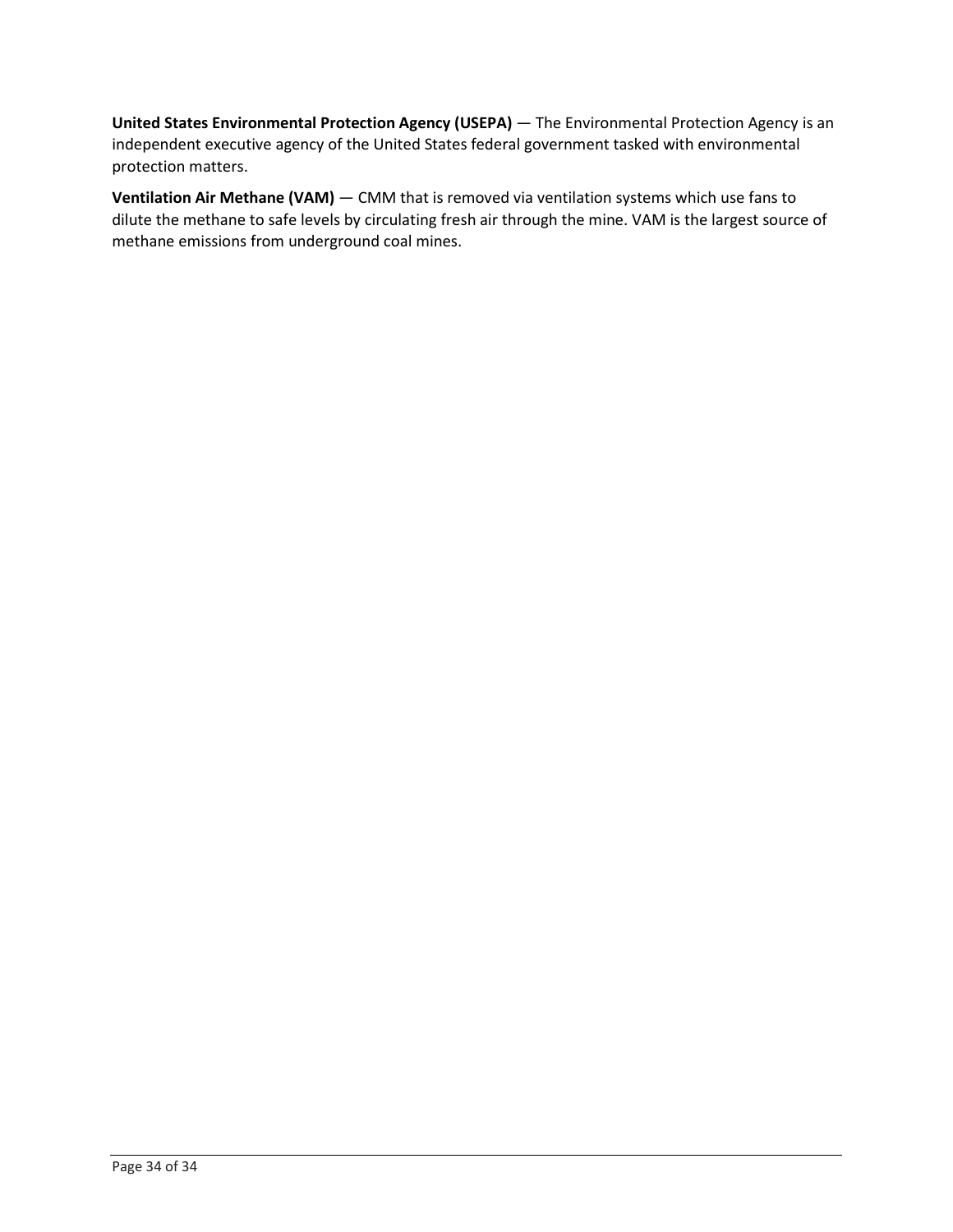**United States Environmental Protection Agency (USEPA)** — The Environmental Protection Agency is an independent executive agency of the United States federal government tasked with environmental protection matters.

**Ventilation Air Methane (VAM)** — CMM that is removed via ventilation systems which use fans to dilute the methane to safe levels by circulating fresh air through the mine. VAM is the largest source of methane emissions from underground coal mines.